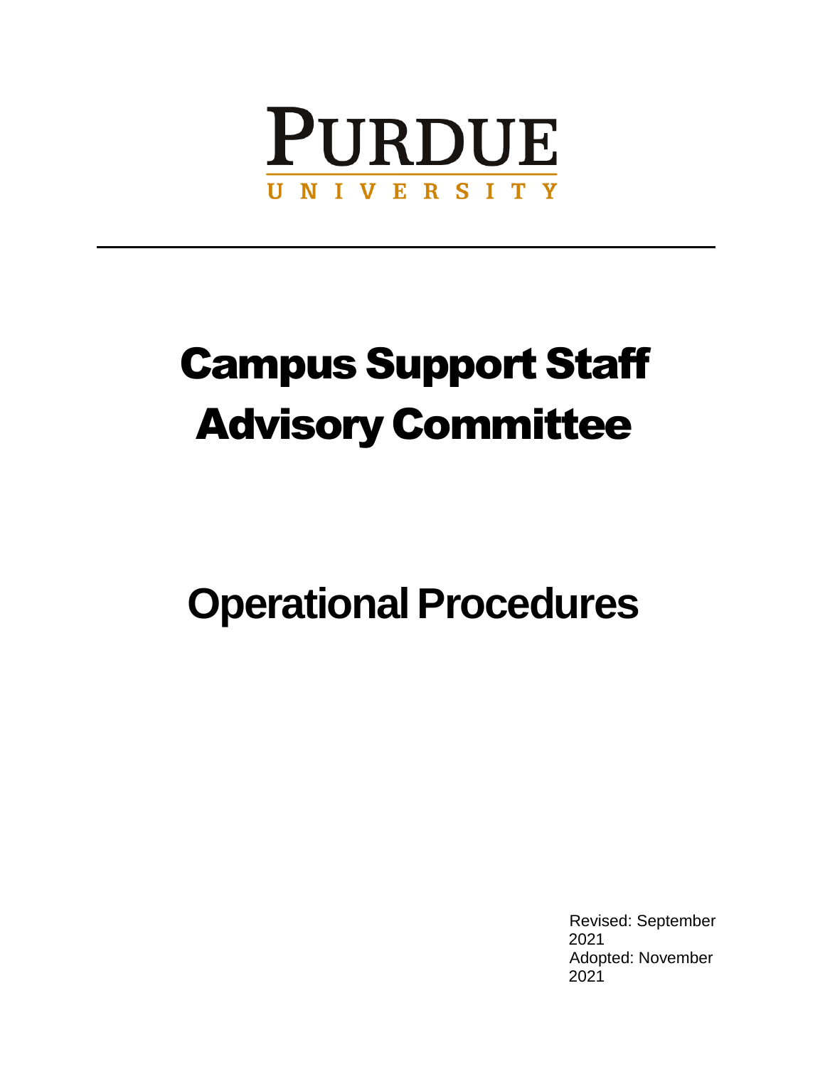# PURDUE UNIVERSITY

---

# Campus Support Staff Advisory Committee

# Operational Procedures

Revised: September 2021
Adopted: November 2021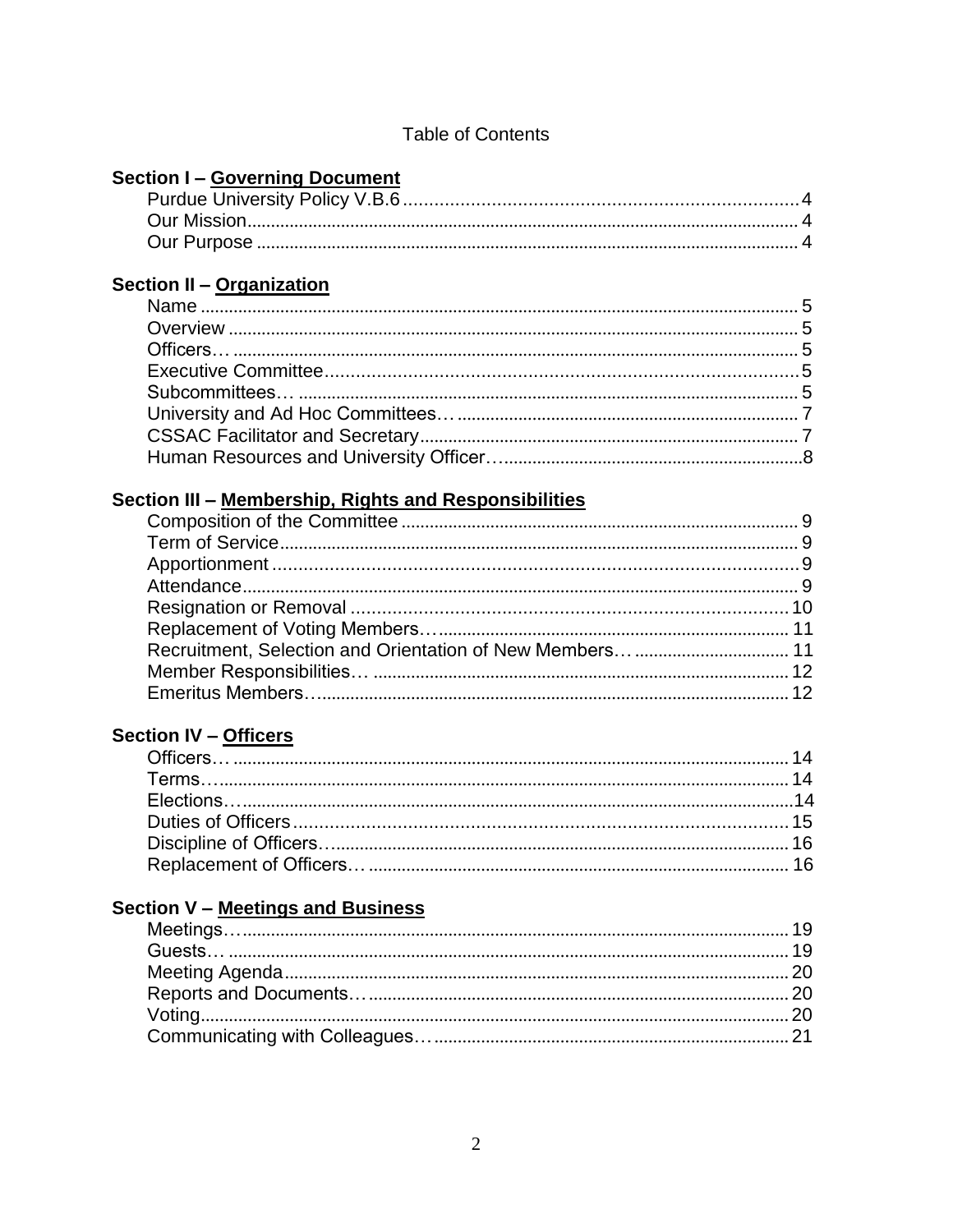Table of Contents

**Section I – <u>Governing Document</u>**

- Purdue University Policy V.B.6 ... 4
- Our Mission ... 4
- Our Purpose ... 4

**Section II – <u>Organization</u>**

- Name ... 5
- Overview ... 5
- Officers… ... 5
- Executive Committee ... 5
- Subcommittees… ... 5
- University and Ad Hoc Committees… ... 7
- CSSAC Facilitator and Secretary ... 7
- Human Resources and University Officer… ... 8

**Section III – <u>Membership, Rights and Responsibilities</u>**

- Composition of the Committee ... 9
- Term of Service ... 9
- Apportionment ... 9
- Attendance ... 9
- Resignation or Removal ... 10
- Replacement of Voting Members… ... 11
- Recruitment, Selection and Orientation of New Members… ... 11
- Member Responsibilities… ... 12
- Emeritus Members… ... 12

**Section IV – <u>Officers</u>**

- Officers… ... 14
- Terms… ... 14
- Elections… ... 14
- Duties of Officers ... 15
- Discipline of Officers… ... 16
- Replacement of Officers… ... 16

**Section V – <u>Meetings and Business</u>**

- Meetings… ... 19
- Guests… ... 19
- Meeting Agenda ... 20
- Reports and Documents… ... 20
- Voting ... 20
- Communicating with Colleagues… ... 21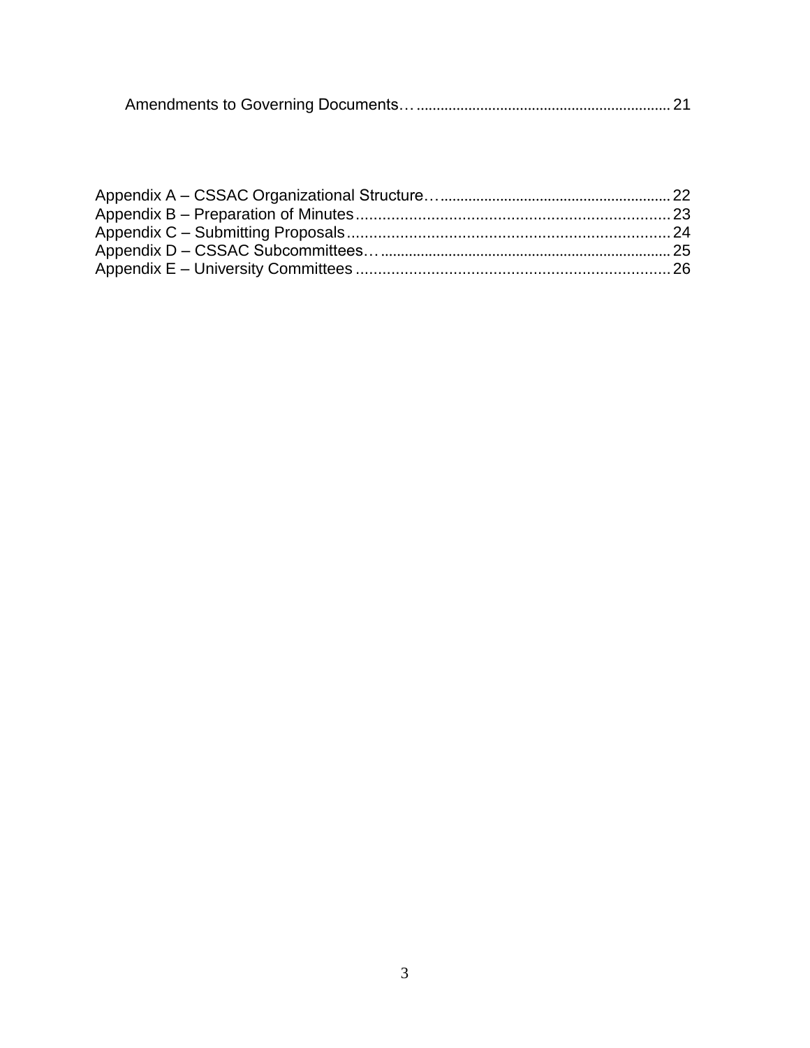Amendments to Governing Documents… 21

Appendix A – CSSAC Organizational Structure… 22
Appendix B – Preparation of Minutes 23
Appendix C – Submitting Proposals 24
Appendix D – CSSAC Subcommittees… 25
Appendix E – University Committees 26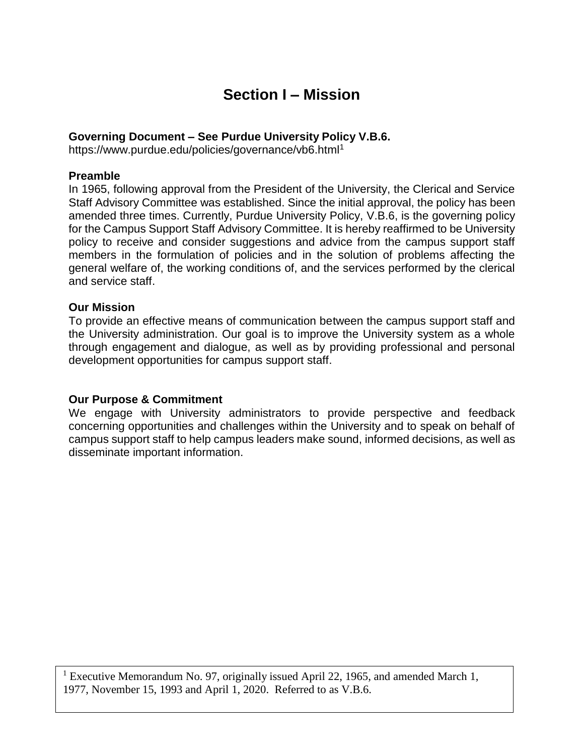# Section I – Mission

**Governing Document – See Purdue University Policy V.B.6.**
https://www.purdue.edu/policies/governance/vb6.html[1]

**Preamble**
In 1965, following approval from the President of the University, the Clerical and Service Staff Advisory Committee was established. Since the initial approval, the policy has been amended three times. Currently, Purdue University Policy, V.B.6, is the governing policy for the Campus Support Staff Advisory Committee. It is hereby reaffirmed to be University policy to receive and consider suggestions and advice from the campus support staff members in the formulation of policies and in the solution of problems affecting the general welfare of, the working conditions of, and the services performed by the clerical and service staff.

**Our Mission**
To provide an effective means of communication between the campus support staff and the University administration. Our goal is to improve the University system as a whole through engagement and dialogue, as well as by providing professional and personal development opportunities for campus support staff.

**Our Purpose & Commitment**
We engage with University administrators to provide perspective and feedback concerning opportunities and challenges within the University and to speak on behalf of campus support staff to help campus leaders make sound, informed decisions, as well as disseminate important information.

[1] Executive Memorandum No. 97, originally issued April 22, 1965, and amended March 1, 1977, November 15, 1993 and April 1, 2020. Referred to as V.B.6.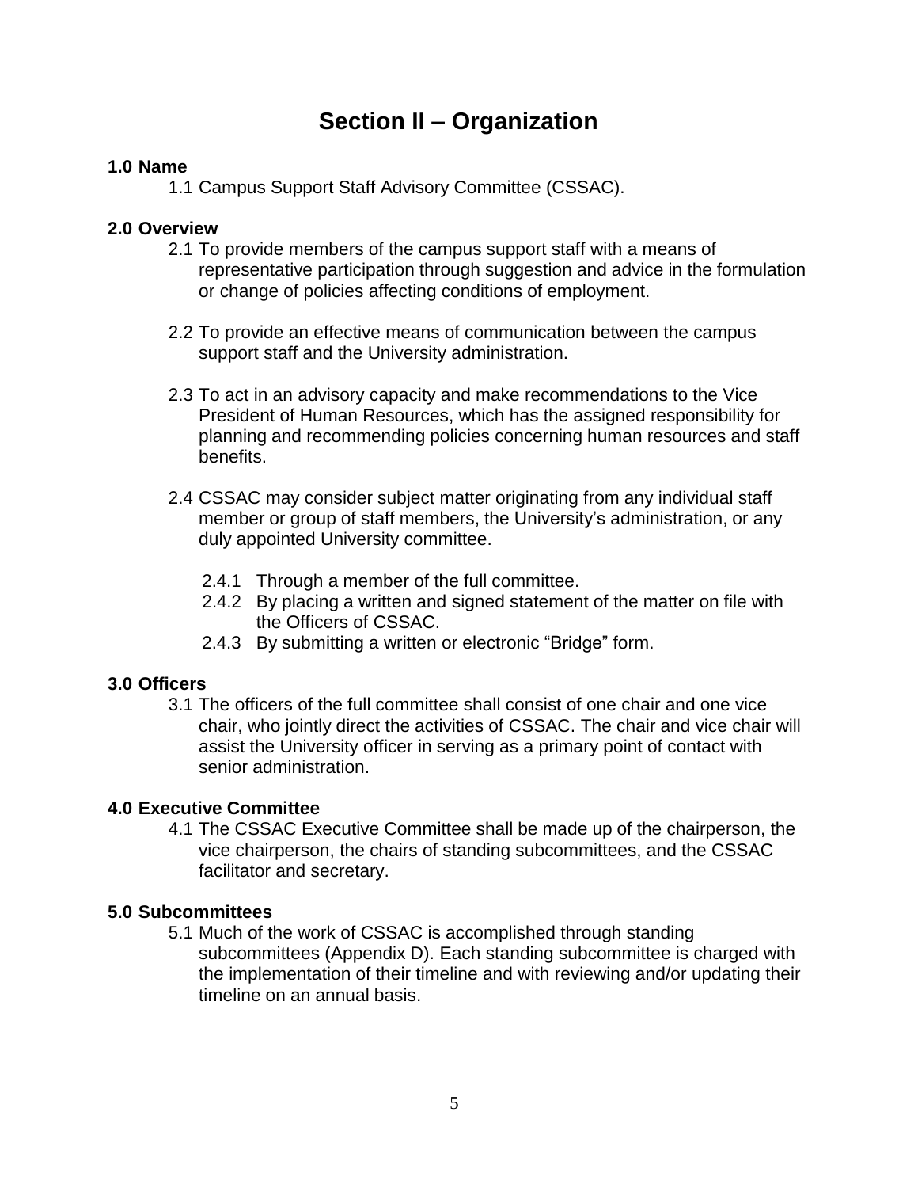# Section II – Organization

**1.0 Name**

1.1 Campus Support Staff Advisory Committee (CSSAC).

**2.0 Overview**

2.1 To provide members of the campus support staff with a means of representative participation through suggestion and advice in the formulation or change of policies affecting conditions of employment.

2.2 To provide an effective means of communication between the campus support staff and the University administration.

2.3 To act in an advisory capacity and make recommendations to the Vice President of Human Resources, which has the assigned responsibility for planning and recommending policies concerning human resources and staff benefits.

2.4 CSSAC may consider subject matter originating from any individual staff member or group of staff members, the University's administration, or any duly appointed University committee.

- 2.4.1 Through a member of the full committee.
- 2.4.2 By placing a written and signed statement of the matter on file with the Officers of CSSAC.
- 2.4.3 By submitting a written or electronic "Bridge" form.

**3.0 Officers**

3.1 The officers of the full committee shall consist of one chair and one vice chair, who jointly direct the activities of CSSAC. The chair and vice chair will assist the University officer in serving as a primary point of contact with senior administration.

**4.0 Executive Committee**

4.1 The CSSAC Executive Committee shall be made up of the chairperson, the vice chairperson, the chairs of standing subcommittees, and the CSSAC facilitator and secretary.

**5.0 Subcommittees**

5.1 Much of the work of CSSAC is accomplished through standing subcommittees (Appendix D). Each standing subcommittee is charged with the implementation of their timeline and with reviewing and/or updating their timeline on an annual basis.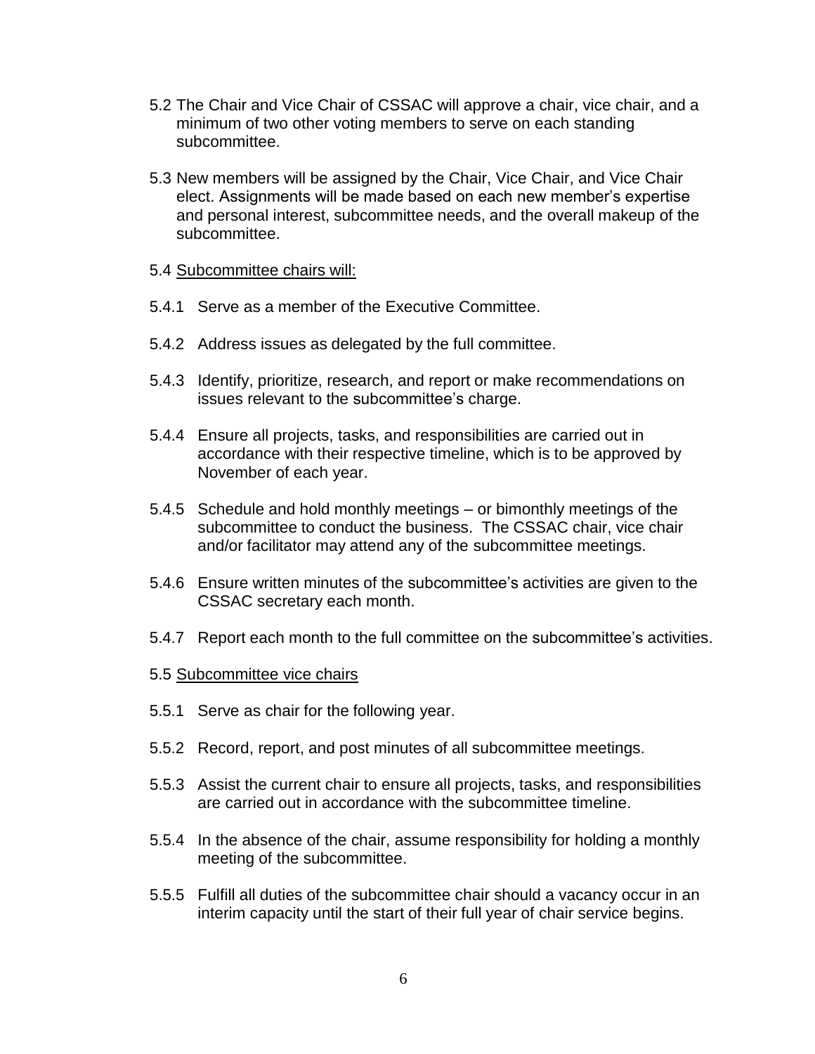5.2 The Chair and Vice Chair of CSSAC will approve a chair, vice chair, and a minimum of two other voting members to serve on each standing subcommittee.

5.3 New members will be assigned by the Chair, Vice Chair, and Vice Chair elect. Assignments will be made based on each new member's expertise and personal interest, subcommittee needs, and the overall makeup of the subcommittee.

5.4 <u>Subcommittee chairs will:</u>

5.4.1 Serve as a member of the Executive Committee.

5.4.2 Address issues as delegated by the full committee.

5.4.3 Identify, prioritize, research, and report or make recommendations on issues relevant to the subcommittee's charge.

5.4.4 Ensure all projects, tasks, and responsibilities are carried out in accordance with their respective timeline, which is to be approved by November of each year.

5.4.5 Schedule and hold monthly meetings – or bimonthly meetings of the subcommittee to conduct the business. The CSSAC chair, vice chair and/or facilitator may attend any of the subcommittee meetings.

5.4.6 Ensure written minutes of the subcommittee's activities are given to the CSSAC secretary each month.

5.4.7 Report each month to the full committee on the subcommittee's activities.

5.5 <u>Subcommittee vice chairs</u>

5.5.1 Serve as chair for the following year.

5.5.2 Record, report, and post minutes of all subcommittee meetings.

5.5.3 Assist the current chair to ensure all projects, tasks, and responsibilities are carried out in accordance with the subcommittee timeline.

5.5.4 In the absence of the chair, assume responsibility for holding a monthly meeting of the subcommittee.

5.5.5 Fulfill all duties of the subcommittee chair should a vacancy occur in an interim capacity until the start of their full year of chair service begins.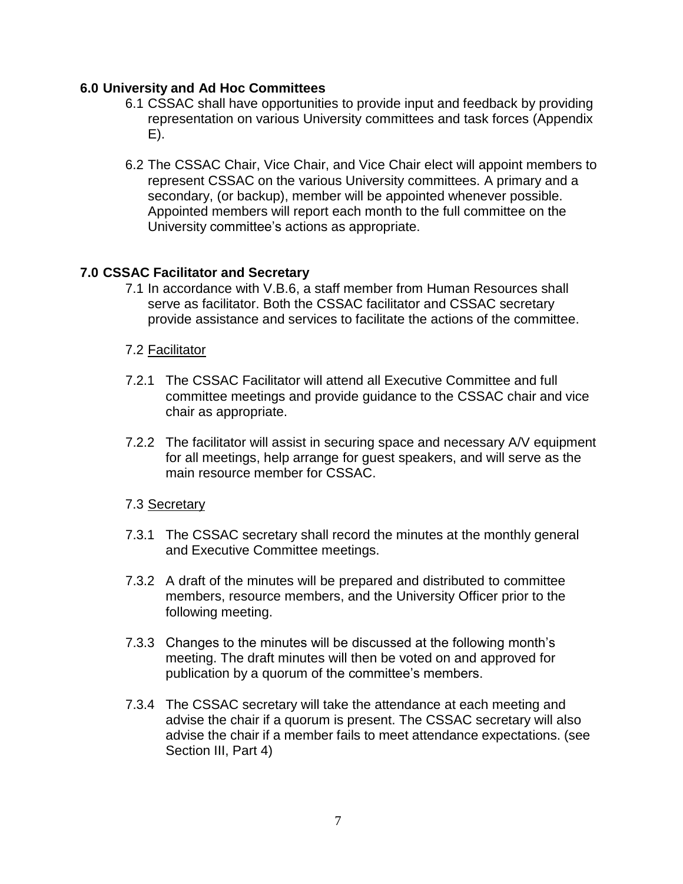## 6.0 University and Ad Hoc Committees

6.1 CSSAC shall have opportunities to provide input and feedback by providing representation on various University committees and task forces (Appendix E).

6.2 The CSSAC Chair, Vice Chair, and Vice Chair elect will appoint members to represent CSSAC on the various University committees. A primary and a secondary, (or backup), member will be appointed whenever possible. Appointed members will report each month to the full committee on the University committee's actions as appropriate.

## 7.0 CSSAC Facilitator and Secretary

7.1 In accordance with V.B.6, a staff member from Human Resources shall serve as facilitator. Both the CSSAC facilitator and CSSAC secretary provide assistance and services to facilitate the actions of the committee.

7.2 <u>Facilitator</u>

7.2.1 The CSSAC Facilitator will attend all Executive Committee and full committee meetings and provide guidance to the CSSAC chair and vice chair as appropriate.

7.2.2 The facilitator will assist in securing space and necessary A/V equipment for all meetings, help arrange for guest speakers, and will serve as the main resource member for CSSAC.

7.3 <u>Secretary</u>

7.3.1 The CSSAC secretary shall record the minutes at the monthly general and Executive Committee meetings.

7.3.2 A draft of the minutes will be prepared and distributed to committee members, resource members, and the University Officer prior to the following meeting.

7.3.3 Changes to the minutes will be discussed at the following month's meeting. The draft minutes will then be voted on and approved for publication by a quorum of the committee's members.

7.3.4 The CSSAC secretary will take the attendance at each meeting and advise the chair if a quorum is present. The CSSAC secretary will also advise the chair if a member fails to meet attendance expectations. (see Section III, Part 4)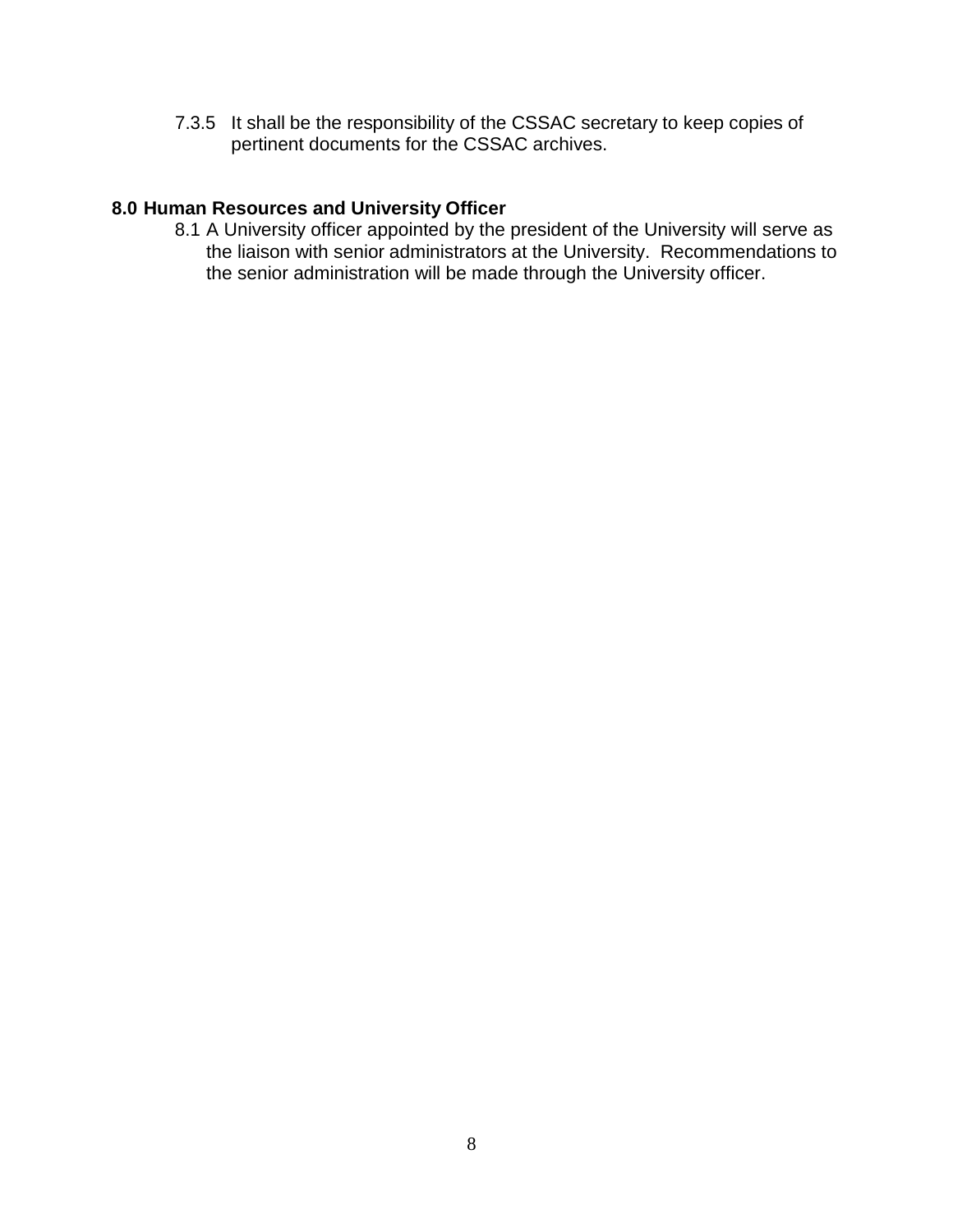7.3.5 It shall be the responsibility of the CSSAC secretary to keep copies of pertinent documents for the CSSAC archives.

## 8.0 Human Resources and University Officer

8.1 A University officer appointed by the president of the University will serve as the liaison with senior administrators at the University. Recommendations to the senior administration will be made through the University officer.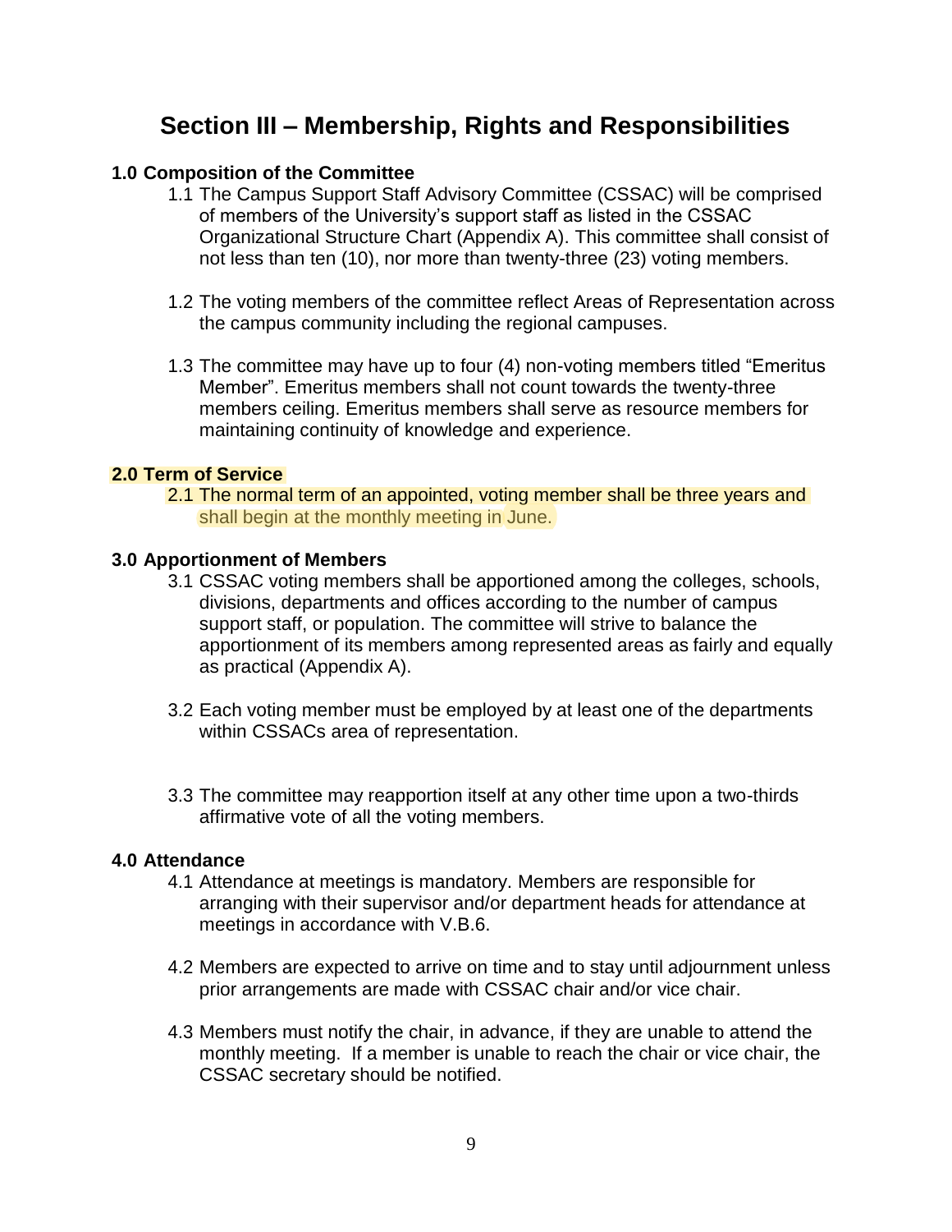# Section III – Membership, Rights and Responsibilities

**1.0 Composition of the Committee**

1.1 The Campus Support Staff Advisory Committee (CSSAC) will be comprised of members of the University's support staff as listed in the CSSAC Organizational Structure Chart (Appendix A). This committee shall consist of not less than ten (10), nor more than twenty-three (23) voting members.

1.2 The voting members of the committee reflect Areas of Representation across the campus community including the regional campuses.

1.3 The committee may have up to four (4) non-voting members titled "Emeritus Member". Emeritus members shall not count towards the twenty-three members ceiling. Emeritus members shall serve as resource members for maintaining continuity of knowledge and experience.

**2.0 Term of Service**

2.1 The normal term of an appointed, voting member shall be three years and shall begin at the monthly meeting in June.

**3.0 Apportionment of Members**

3.1 CSSAC voting members shall be apportioned among the colleges, schools, divisions, departments and offices according to the number of campus support staff, or population. The committee will strive to balance the apportionment of its members among represented areas as fairly and equally as practical (Appendix A).

3.2 Each voting member must be employed by at least one of the departments within CSSACs area of representation.

3.3 The committee may reapportion itself at any other time upon a two-thirds affirmative vote of all the voting members.

**4.0 Attendance**

4.1 Attendance at meetings is mandatory. Members are responsible for arranging with their supervisor and/or department heads for attendance at meetings in accordance with V.B.6.

4.2 Members are expected to arrive on time and to stay until adjournment unless prior arrangements are made with CSSAC chair and/or vice chair.

4.3 Members must notify the chair, in advance, if they are unable to attend the monthly meeting. If a member is unable to reach the chair or vice chair, the CSSAC secretary should be notified.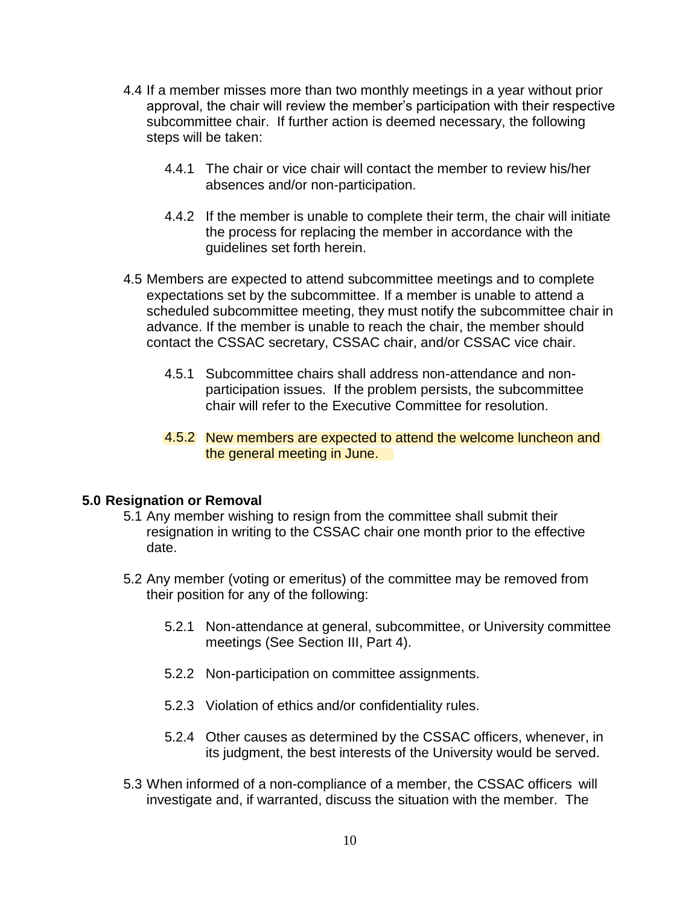4.4 If a member misses more than two monthly meetings in a year without prior approval, the chair will review the member's participation with their respective subcommittee chair. If further action is deemed necessary, the following steps will be taken:

   4.4.1 The chair or vice chair will contact the member to review his/her absences and/or non-participation.

   4.4.2 If the member is unable to complete their term, the chair will initiate the process for replacing the member in accordance with the guidelines set forth herein.

4.5 Members are expected to attend subcommittee meetings and to complete expectations set by the subcommittee. If a member is unable to attend a scheduled subcommittee meeting, they must notify the subcommittee chair in advance. If the member is unable to reach the chair, the member should contact the CSSAC secretary, CSSAC chair, and/or CSSAC vice chair.

   4.5.1 Subcommittee chairs shall address non-attendance and non-participation issues. If the problem persists, the subcommittee chair will refer to the Executive Committee for resolution.

   4.5.2 New members are expected to attend the welcome luncheon and the general meeting in June.

## 5.0 Resignation or Removal

5.1 Any member wishing to resign from the committee shall submit their resignation in writing to the CSSAC chair one month prior to the effective date.

5.2 Any member (voting or emeritus) of the committee may be removed from their position for any of the following:

   5.2.1 Non-attendance at general, subcommittee, or University committee meetings (See Section III, Part 4).

   5.2.2 Non-participation on committee assignments.

   5.2.3 Violation of ethics and/or confidentiality rules.

   5.2.4 Other causes as determined by the CSSAC officers, whenever, in its judgment, the best interests of the University would be served.

5.3 When informed of a non-compliance of a member, the CSSAC officers will investigate and, if warranted, discuss the situation with the member. The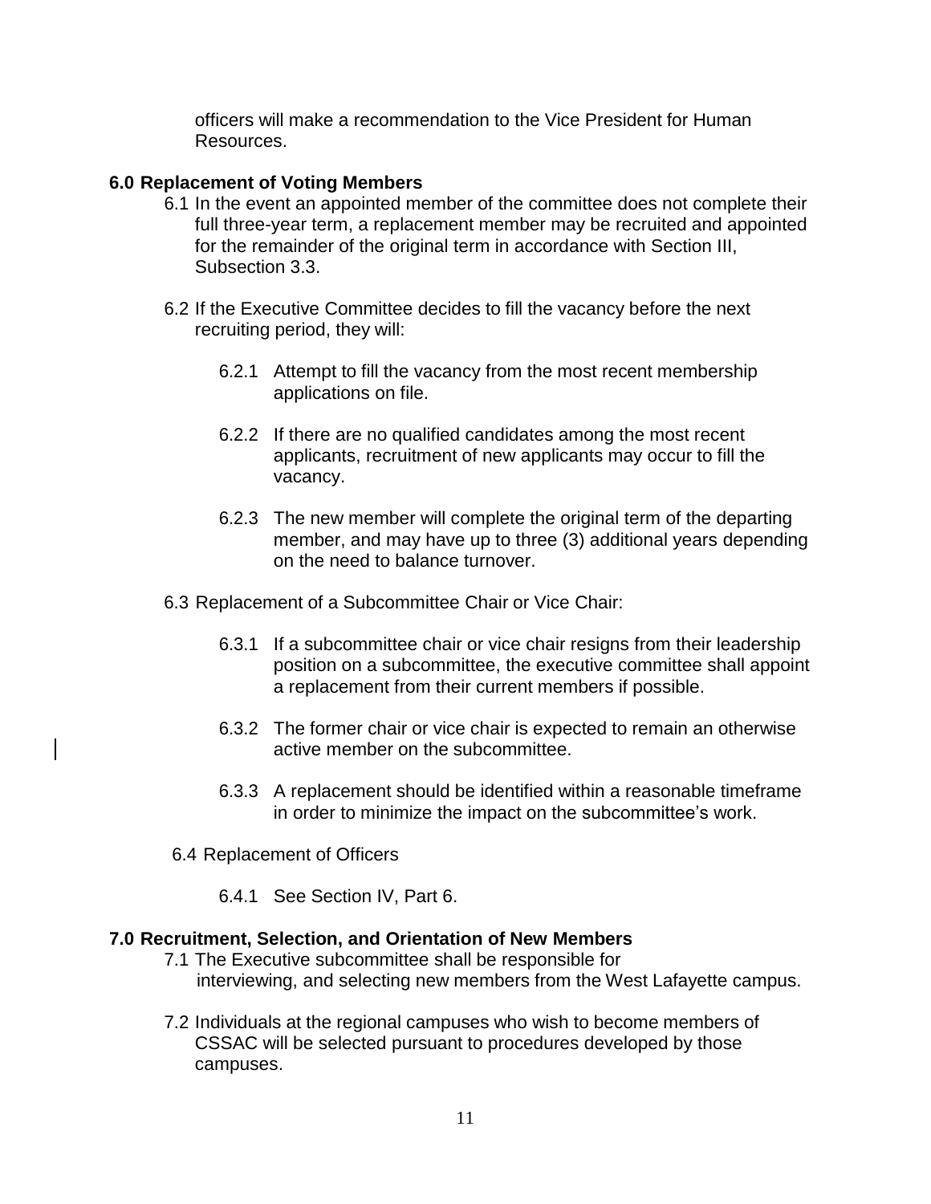officers will make a recommendation to the Vice President for Human Resources.

**6.0 Replacement of Voting Members**

6.1 In the event an appointed member of the committee does not complete their full three-year term, a replacement member may be recruited and appointed for the remainder of the original term in accordance with Section III, Subsection 3.3.

6.2 If the Executive Committee decides to fill the vacancy before the next recruiting period, they will:

- 6.2.1 Attempt to fill the vacancy from the most recent membership applications on file.
- 6.2.2 If there are no qualified candidates among the most recent applicants, recruitment of new applicants may occur to fill the vacancy.
- 6.2.3 The new member will complete the original term of the departing member, and may have up to three (3) additional years depending on the need to balance turnover.

6.3 Replacement of a Subcommittee Chair or Vice Chair:

- 6.3.1 If a subcommittee chair or vice chair resigns from their leadership position on a subcommittee, the executive committee shall appoint a replacement from their current members if possible.
- 6.3.2 The former chair or vice chair is expected to remain an otherwise active member on the subcommittee.
- 6.3.3 A replacement should be identified within a reasonable timeframe in order to minimize the impact on the subcommittee's work.

6.4 Replacement of Officers

- 6.4.1 See Section IV, Part 6.

**7.0 Recruitment, Selection, and Orientation of New Members**

7.1 The Executive subcommittee shall be responsible for interviewing, and selecting new members from the West Lafayette campus.

7.2 Individuals at the regional campuses who wish to become members of CSSAC will be selected pursuant to procedures developed by those campuses.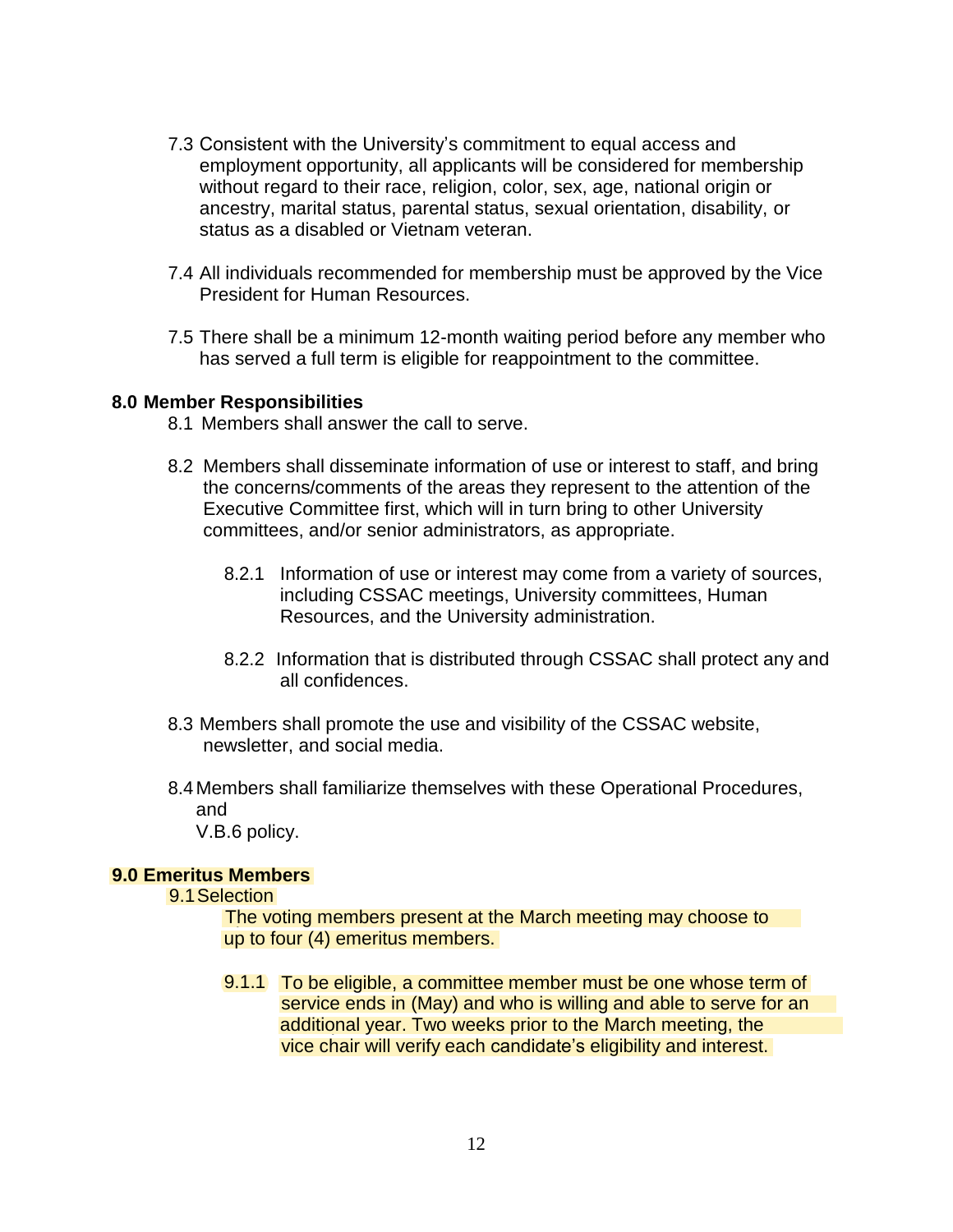7.3 Consistent with the University's commitment to equal access and employment opportunity, all applicants will be considered for membership without regard to their race, religion, color, sex, age, national origin or ancestry, marital status, parental status, sexual orientation, disability, or status as a disabled or Vietnam veteran.

7.4 All individuals recommended for membership must be approved by the Vice President for Human Resources.

7.5 There shall be a minimum 12-month waiting period before any member who has served a full term is eligible for reappointment to the committee.

**8.0 Member Responsibilities**

8.1 Members shall answer the call to serve.

8.2 Members shall disseminate information of use or interest to staff, and bring the concerns/comments of the areas they represent to the attention of the Executive Committee first, which will in turn bring to other University committees, and/or senior administrators, as appropriate.

8.2.1 Information of use or interest may come from a variety of sources, including CSSAC meetings, University committees, Human Resources, and the University administration.

8.2.2 Information that is distributed through CSSAC shall protect any and all confidences.

8.3 Members shall promote the use and visibility of the CSSAC website, newsletter, and social media.

8.4 Members shall familiarize themselves with these Operational Procedures, and V.B.6 policy.

**9.0 Emeritus Members**

9.1 Selection

The voting members present at the March meeting may choose to up to four (4) emeritus members.

9.1.1 To be eligible, a committee member must be one whose term of service ends in (May) and who is willing and able to serve for an additional year. Two weeks prior to the March meeting, the vice chair will verify each candidate's eligibility and interest.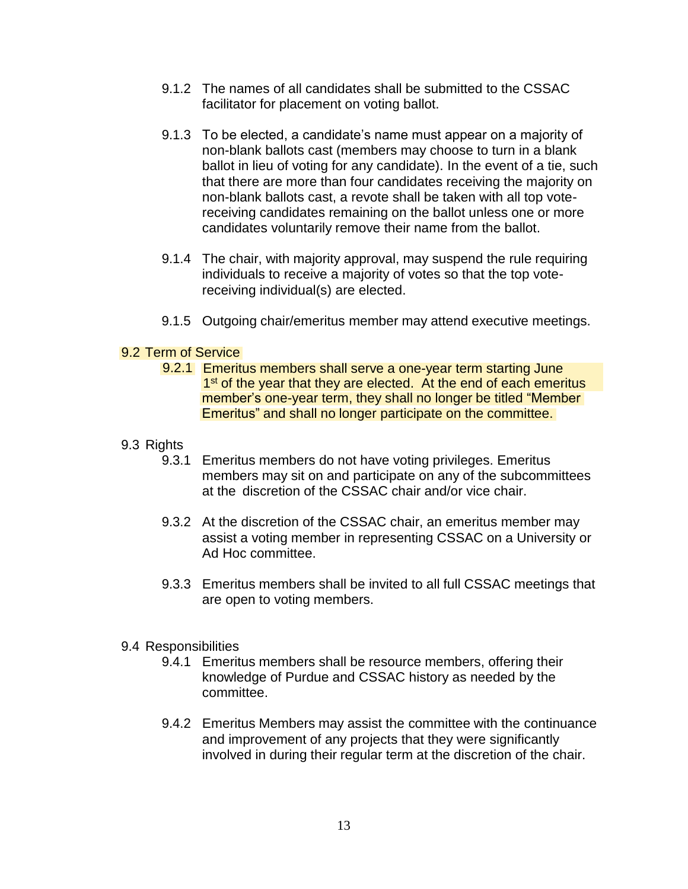9.1.2 The names of all candidates shall be submitted to the CSSAC facilitator for placement on voting ballot.

9.1.3 To be elected, a candidate's name must appear on a majority of non-blank ballots cast (members may choose to turn in a blank ballot in lieu of voting for any candidate). In the event of a tie, such that there are more than four candidates receiving the majority on non-blank ballots cast, a revote shall be taken with all top vote-receiving candidates remaining on the ballot unless one or more candidates voluntarily remove their name from the ballot.

9.1.4 The chair, with majority approval, may suspend the rule requiring individuals to receive a majority of votes so that the top vote-receiving individual(s) are elected.

9.1.5 Outgoing chair/emeritus member may attend executive meetings.

9.2 Term of Service

9.2.1 Emeritus members shall serve a one-year term starting June 1st of the year that they are elected. At the end of each emeritus member's one-year term, they shall no longer be titled "Member Emeritus" and shall no longer participate on the committee.

9.3 Rights

9.3.1 Emeritus members do not have voting privileges. Emeritus members may sit on and participate on any of the subcommittees at the discretion of the CSSAC chair and/or vice chair.

9.3.2 At the discretion of the CSSAC chair, an emeritus member may assist a voting member in representing CSSAC on a University or Ad Hoc committee.

9.3.3 Emeritus members shall be invited to all full CSSAC meetings that are open to voting members.

9.4 Responsibilities

9.4.1 Emeritus members shall be resource members, offering their knowledge of Purdue and CSSAC history as needed by the committee.

9.4.2 Emeritus Members may assist the committee with the continuance and improvement of any projects that they were significantly involved in during their regular term at the discretion of the chair.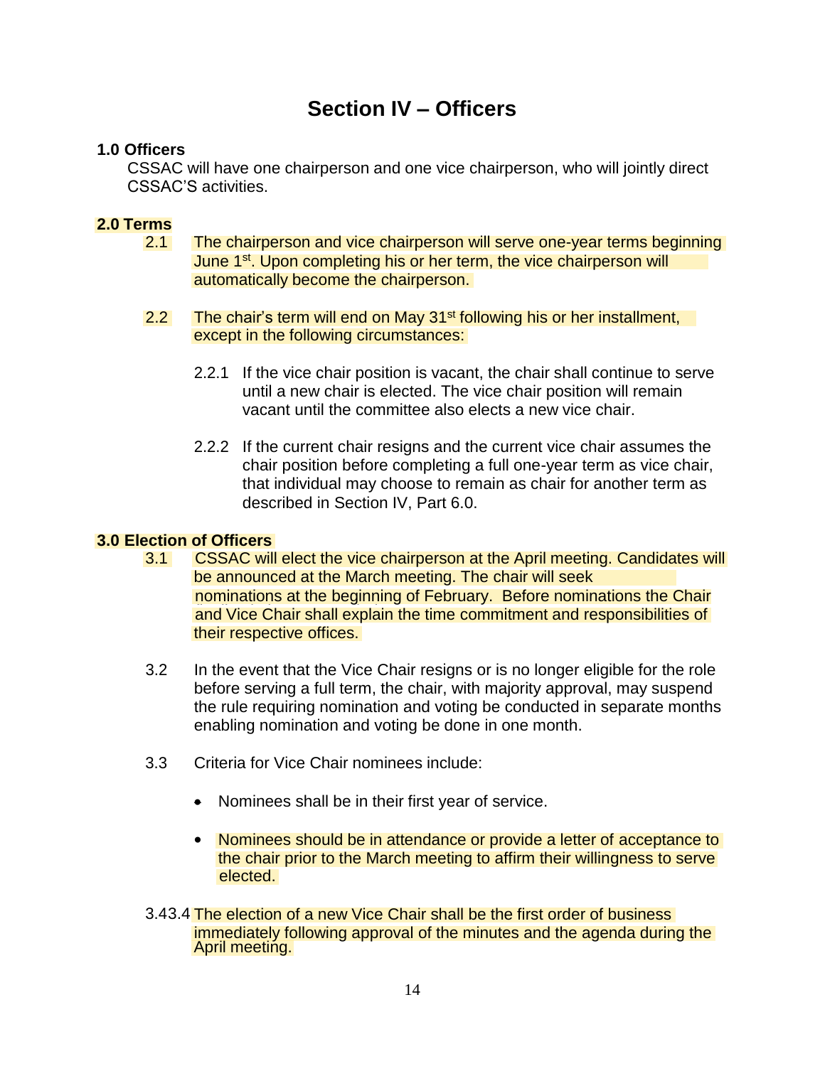# Section IV – Officers

**1.0 Officers**

CSSAC will have one chairperson and one vice chairperson, who will jointly direct CSSAC'S activities.

**2.0 Terms**

2.1 The chairperson and vice chairperson will serve one-year terms beginning June 1st. Upon completing his or her term, the vice chairperson will automatically become the chairperson.

2.2 The chair's term will end on May 31st following his or her installment, except in the following circumstances:

2.2.1 If the vice chair position is vacant, the chair shall continue to serve until a new chair is elected. The vice chair position will remain vacant until the committee also elects a new vice chair.

2.2.2 If the current chair resigns and the current vice chair assumes the chair position before completing a full one-year term as vice chair, that individual may choose to remain as chair for another term as described in Section IV, Part 6.0.

**3.0 Election of Officers**

3.1 CSSAC will elect the vice chairperson at the April meeting. Candidates will be announced at the March meeting. The chair will seek nominations at the beginning of February. Before nominations the Chair and Vice Chair shall explain the time commitment and responsibilities of their respective offices.

3.2 In the event that the Vice Chair resigns or is no longer eligible for the role before serving a full term, the chair, with majority approval, may suspend the rule requiring nomination and voting be conducted in separate months enabling nomination and voting be done in one month.

3.3 Criteria for Vice Chair nominees include:

- Nominees shall be in their first year of service.
- Nominees should be in attendance or provide a letter of acceptance to the chair prior to the March meeting to affirm their willingness to serve elected.

3.43.4 The election of a new Vice Chair shall be the first order of business immediately following approval of the minutes and the agenda during the April meeting.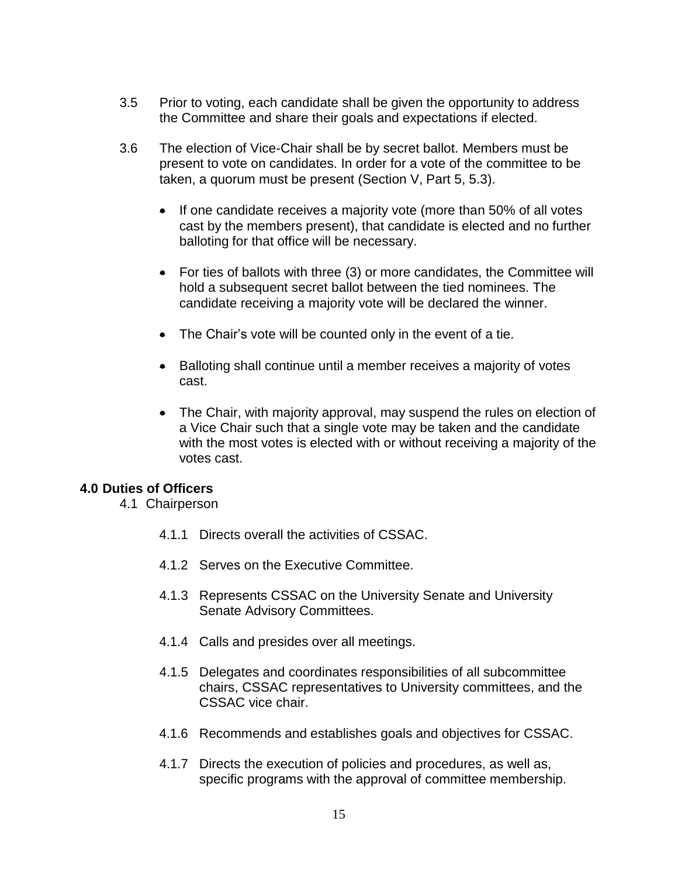3.5 Prior to voting, each candidate shall be given the opportunity to address the Committee and share their goals and expectations if elected.

3.6 The election of Vice-Chair shall be by secret ballot. Members must be present to vote on candidates. In order for a vote of the committee to be taken, a quorum must be present (Section V, Part 5, 5.3).

- If one candidate receives a majority vote (more than 50% of all votes cast by the members present), that candidate is elected and no further balloting for that office will be necessary.
- For ties of ballots with three (3) or more candidates, the Committee will hold a subsequent secret ballot between the tied nominees. The candidate receiving a majority vote will be declared the winner.
- The Chair's vote will be counted only in the event of a tie.
- Balloting shall continue until a member receives a majority of votes cast.
- The Chair, with majority approval, may suspend the rules on election of a Vice Chair such that a single vote may be taken and the candidate with the most votes is elected with or without receiving a majority of the votes cast.

## 4.0 Duties of Officers

4.1 Chairperson

4.1.1 Directs overall the activities of CSSAC.

4.1.2 Serves on the Executive Committee.

4.1.3 Represents CSSAC on the University Senate and University Senate Advisory Committees.

4.1.4 Calls and presides over all meetings.

4.1.5 Delegates and coordinates responsibilities of all subcommittee chairs, CSSAC representatives to University committees, and the CSSAC vice chair.

4.1.6 Recommends and establishes goals and objectives for CSSAC.

4.1.7 Directs the execution of policies and procedures, as well as, specific programs with the approval of committee membership.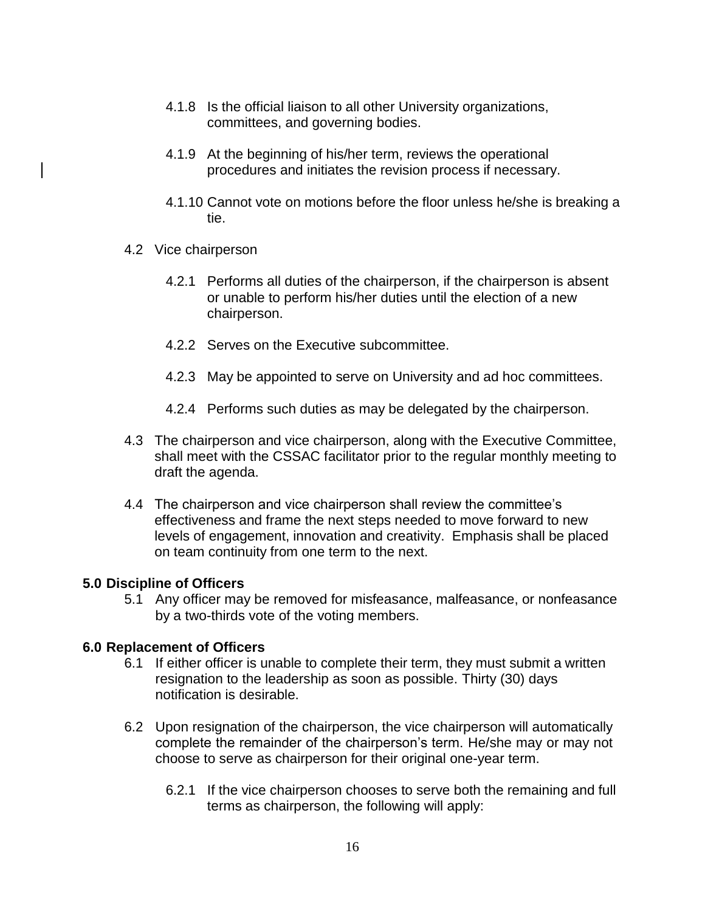4.1.8 Is the official liaison to all other University organizations, committees, and governing bodies.

4.1.9 At the beginning of his/her term, reviews the operational procedures and initiates the revision process if necessary.

4.1.10 Cannot vote on motions before the floor unless he/she is breaking a tie.

4.2 Vice chairperson

4.2.1 Performs all duties of the chairperson, if the chairperson is absent or unable to perform his/her duties until the election of a new chairperson.

4.2.2 Serves on the Executive subcommittee.

4.2.3 May be appointed to serve on University and ad hoc committees.

4.2.4 Performs such duties as may be delegated by the chairperson.

4.3 The chairperson and vice chairperson, along with the Executive Committee, shall meet with the CSSAC facilitator prior to the regular monthly meeting to draft the agenda.

4.4 The chairperson and vice chairperson shall review the committee's effectiveness and frame the next steps needed to move forward to new levels of engagement, innovation and creativity. Emphasis shall be placed on team continuity from one term to the next.

**5.0 Discipline of Officers**

5.1 Any officer may be removed for misfeasance, malfeasance, or nonfeasance by a two-thirds vote of the voting members.

**6.0 Replacement of Officers**

6.1 If either officer is unable to complete their term, they must submit a written resignation to the leadership as soon as possible. Thirty (30) days notification is desirable.

6.2 Upon resignation of the chairperson, the vice chairperson will automatically complete the remainder of the chairperson's term. He/she may or may not choose to serve as chairperson for their original one-year term.

6.2.1 If the vice chairperson chooses to serve both the remaining and full terms as chairperson, the following will apply: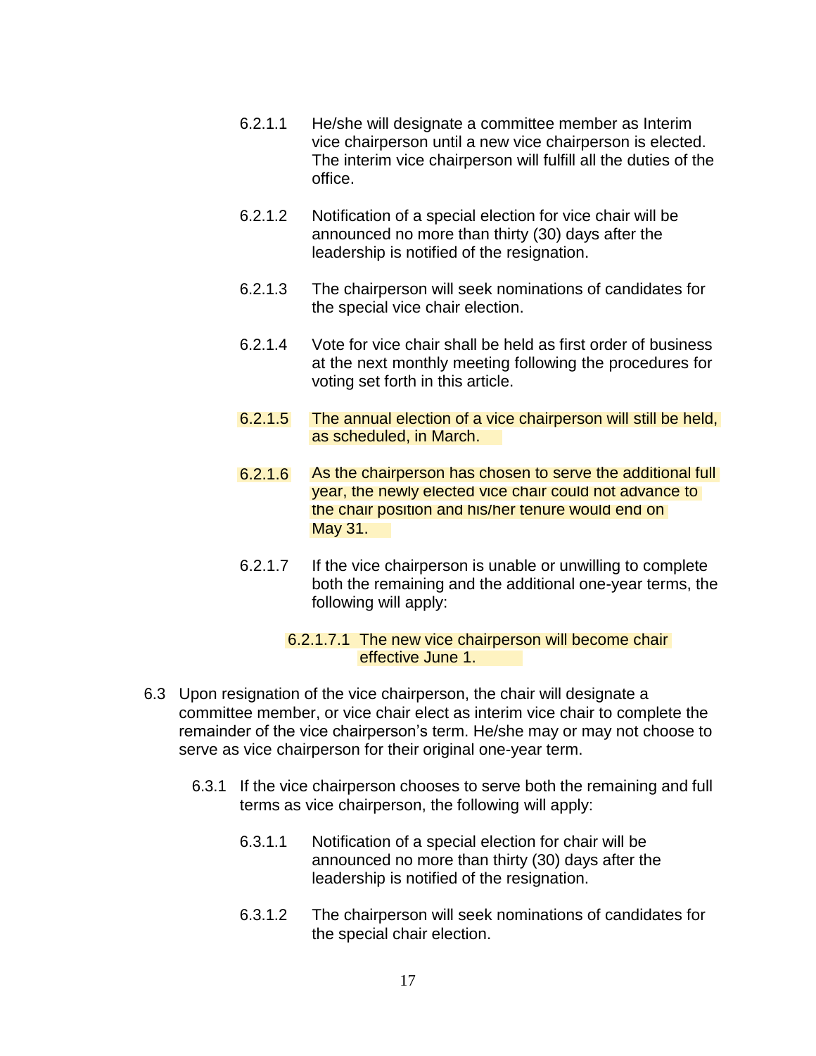6.2.1.1 He/she will designate a committee member as Interim vice chairperson until a new vice chairperson is elected. The interim vice chairperson will fulfill all the duties of the office.

6.2.1.2 Notification of a special election for vice chair will be announced no more than thirty (30) days after the leadership is notified of the resignation.

6.2.1.3 The chairperson will seek nominations of candidates for the special vice chair election.

6.2.1.4 Vote for vice chair shall be held as first order of business at the next monthly meeting following the procedures for voting set forth in this article.

6.2.1.5 The annual election of a vice chairperson will still be held, as scheduled, in March.

6.2.1.6 As the chairperson has chosen to serve the additional full year, the newly elected vice chair could not advance to the chair position and his/her tenure would end on May 31.

6.2.1.7 If the vice chairperson is unable or unwilling to complete both the remaining and the additional one-year terms, the following will apply:

6.2.1.7.1 The new vice chairperson will become chair effective June 1.

6.3 Upon resignation of the vice chairperson, the chair will designate a committee member, or vice chair elect as interim vice chair to complete the remainder of the vice chairperson's term. He/she may or may not choose to serve as vice chairperson for their original one-year term.

6.3.1 If the vice chairperson chooses to serve both the remaining and full terms as vice chairperson, the following will apply:

6.3.1.1 Notification of a special election for chair will be announced no more than thirty (30) days after the leadership is notified of the resignation.

6.3.1.2 The chairperson will seek nominations of candidates for the special chair election.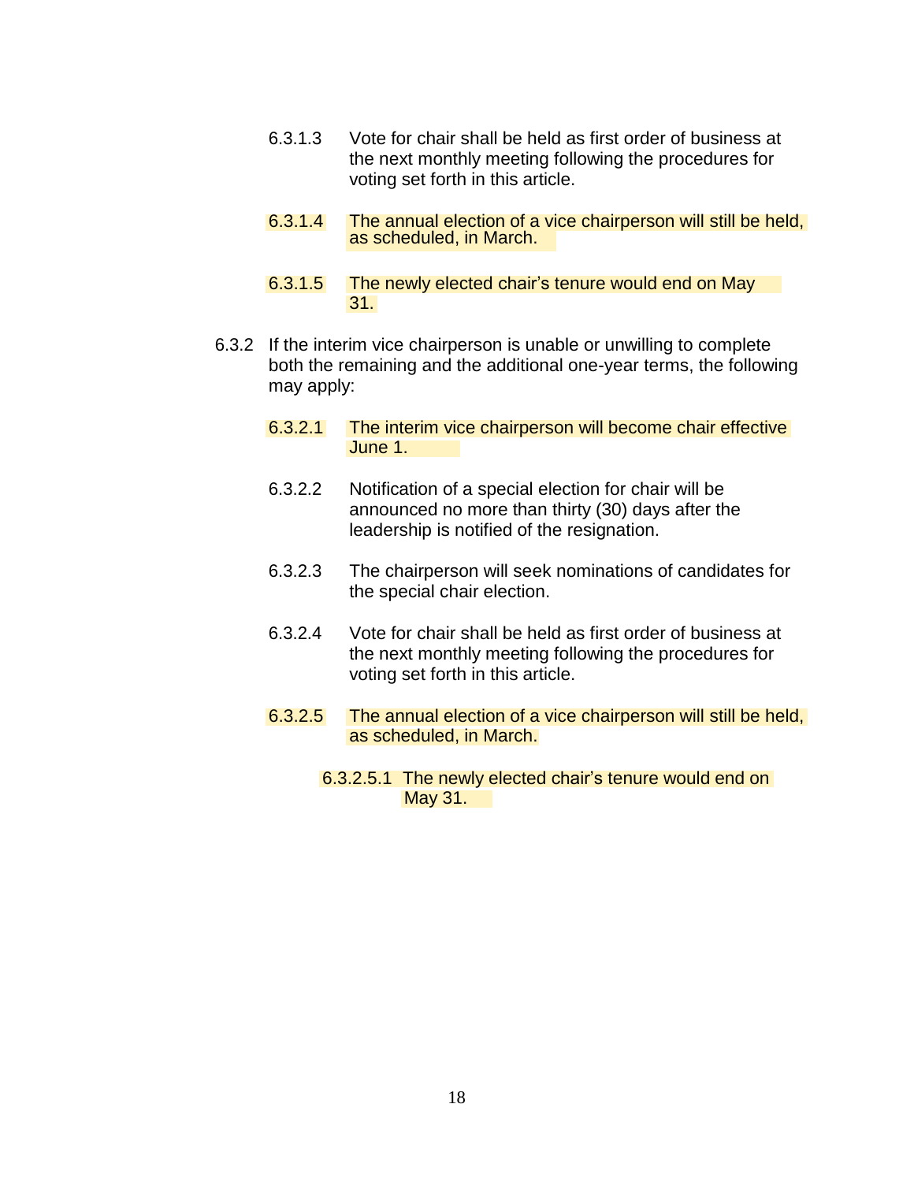6.3.1.3 Vote for chair shall be held as first order of business at the next monthly meeting following the procedures for voting set forth in this article.

6.3.1.4 The annual election of a vice chairperson will still be held, as scheduled, in March.

6.3.1.5 The newly elected chair's tenure would end on May 31.

6.3.2 If the interim vice chairperson is unable or unwilling to complete both the remaining and the additional one-year terms, the following may apply:

6.3.2.1 The interim vice chairperson will become chair effective June 1.

6.3.2.2 Notification of a special election for chair will be announced no more than thirty (30) days after the leadership is notified of the resignation.

6.3.2.3 The chairperson will seek nominations of candidates for the special chair election.

6.3.2.4 Vote for chair shall be held as first order of business at the next monthly meeting following the procedures for voting set forth in this article.

6.3.2.5 The annual election of a vice chairperson will still be held, as scheduled, in March.

6.3.2.5.1 The newly elected chair's tenure would end on May 31.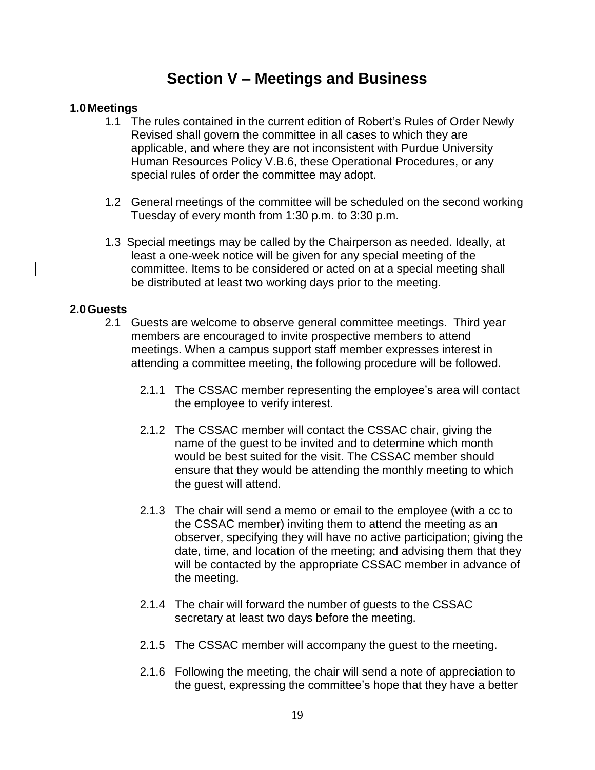# Section V – Meetings and Business

## 1.0 Meetings

1.1 The rules contained in the current edition of Robert's Rules of Order Newly Revised shall govern the committee in all cases to which they are applicable, and where they are not inconsistent with Purdue University Human Resources Policy V.B.6, these Operational Procedures, or any special rules of order the committee may adopt.

1.2 General meetings of the committee will be scheduled on the second working Tuesday of every month from 1:30 p.m. to 3:30 p.m.

1.3 Special meetings may be called by the Chairperson as needed. Ideally, at least a one-week notice will be given for any special meeting of the committee. Items to be considered or acted on at a special meeting shall be distributed at least two working days prior to the meeting.

## 2.0 Guests

2.1 Guests are welcome to observe general committee meetings. Third year members are encouraged to invite prospective members to attend meetings. When a campus support staff member expresses interest in attending a committee meeting, the following procedure will be followed.

2.1.1 The CSSAC member representing the employee's area will contact the employee to verify interest.

2.1.2 The CSSAC member will contact the CSSAC chair, giving the name of the guest to be invited and to determine which month would be best suited for the visit. The CSSAC member should ensure that they would be attending the monthly meeting to which the guest will attend.

2.1.3 The chair will send a memo or email to the employee (with a cc to the CSSAC member) inviting them to attend the meeting as an observer, specifying they will have no active participation; giving the date, time, and location of the meeting; and advising them that they will be contacted by the appropriate CSSAC member in advance of the meeting.

2.1.4 The chair will forward the number of guests to the CSSAC secretary at least two days before the meeting.

2.1.5 The CSSAC member will accompany the guest to the meeting.

2.1.6 Following the meeting, the chair will send a note of appreciation to the guest, expressing the committee's hope that they have a better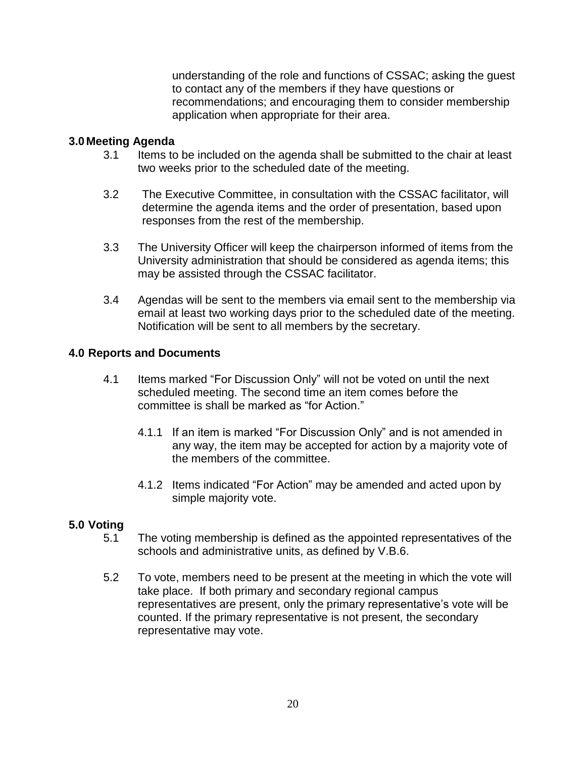understanding of the role and functions of CSSAC; asking the guest to contact any of the members if they have questions or recommendations; and encouraging them to consider membership application when appropriate for their area.

### 3.0 Meeting Agenda

3.1 Items to be included on the agenda shall be submitted to the chair at least two weeks prior to the scheduled date of the meeting.

3.2 The Executive Committee, in consultation with the CSSAC facilitator, will determine the agenda items and the order of presentation, based upon responses from the rest of the membership.

3.3 The University Officer will keep the chairperson informed of items from the University administration that should be considered as agenda items; this may be assisted through the CSSAC facilitator.

3.4 Agendas will be sent to the members via email sent to the membership via email at least two working days prior to the scheduled date of the meeting. Notification will be sent to all members by the secretary.

### 4.0 Reports and Documents

4.1 Items marked "For Discussion Only" will not be voted on until the next scheduled meeting. The second time an item comes before the committee is shall be marked as "for Action."

4.1.1 If an item is marked "For Discussion Only" and is not amended in any way, the item may be accepted for action by a majority vote of the members of the committee.

4.1.2 Items indicated "For Action" may be amended and acted upon by simple majority vote.

### 5.0 Voting

5.1 The voting membership is defined as the appointed representatives of the schools and administrative units, as defined by V.B.6.

5.2 To vote, members need to be present at the meeting in which the vote will take place. If both primary and secondary regional campus representatives are present, only the primary representative's vote will be counted. If the primary representative is not present, the secondary representative may vote.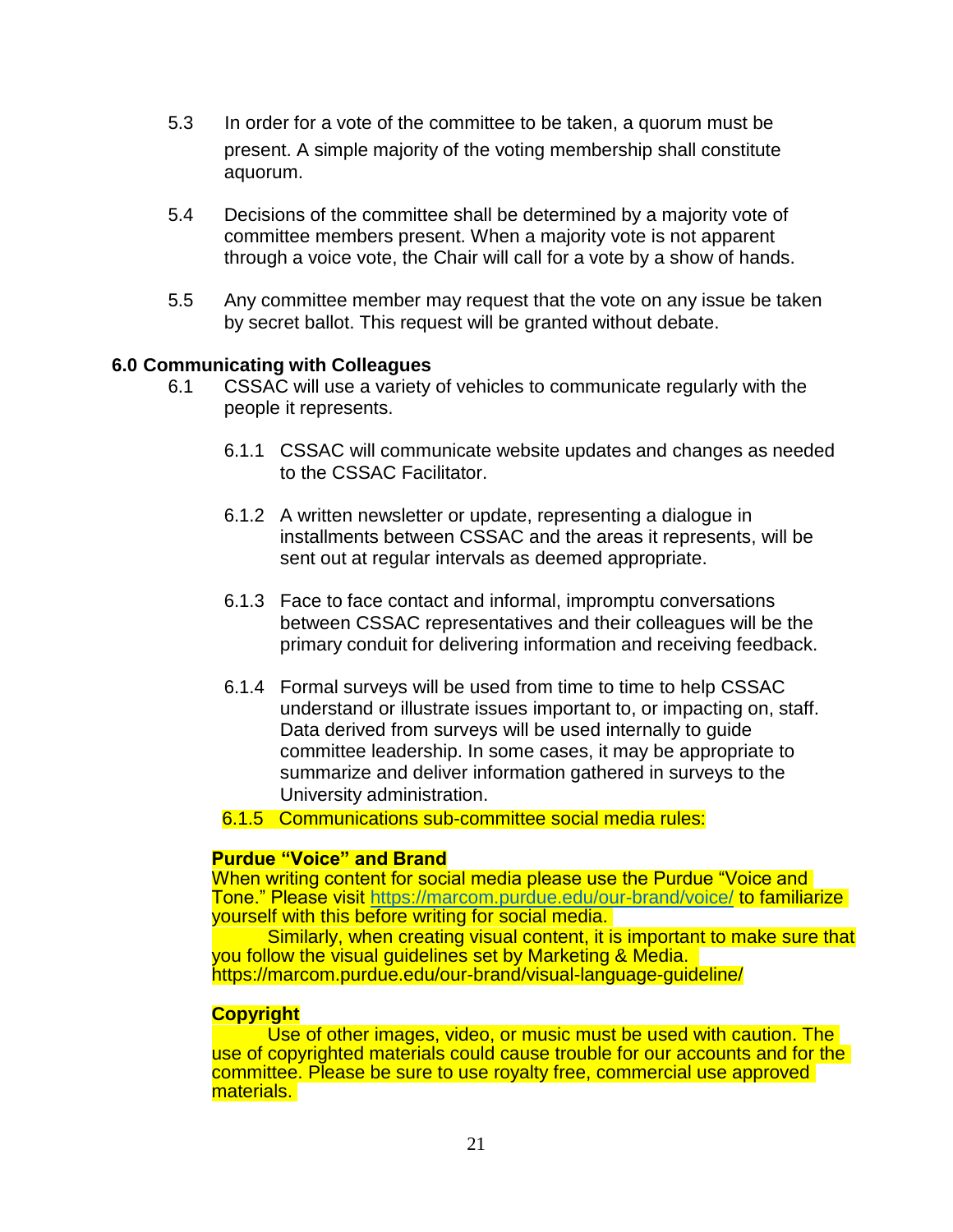5.3 In order for a vote of the committee to be taken, a quorum must be present. A simple majority of the voting membership shall constitute aquorum.

5.4 Decisions of the committee shall be determined by a majority vote of committee members present. When a majority vote is not apparent through a voice vote, the Chair will call for a vote by a show of hands.

5.5 Any committee member may request that the vote on any issue be taken by secret ballot. This request will be granted without debate.

## 6.0 Communicating with Colleagues

6.1 CSSAC will use a variety of vehicles to communicate regularly with the people it represents.

6.1.1 CSSAC will communicate website updates and changes as needed to the CSSAC Facilitator.

6.1.2 A written newsletter or update, representing a dialogue in installments between CSSAC and the areas it represents, will be sent out at regular intervals as deemed appropriate.

6.1.3 Face to face contact and informal, impromptu conversations between CSSAC representatives and their colleagues will be the primary conduit for delivering information and receiving feedback.

6.1.4 Formal surveys will be used from time to time to help CSSAC understand or illustrate issues important to, or impacting on, staff. Data derived from surveys will be used internally to guide committee leadership. In some cases, it may be appropriate to summarize and deliver information gathered in surveys to the University administration.

6.1.5 Communications sub-committee social media rules:

**Purdue "Voice" and Brand**

When writing content for social media please use the Purdue "Voice and Tone." Please visit https://marcom.purdue.edu/our-brand/voice/ to familiarize yourself with this before writing for social media.

Similarly, when creating visual content, it is important to make sure that you follow the visual guidelines set by Marketing & Media. https://marcom.purdue.edu/our-brand/visual-language-guideline/

**Copyright**

Use of other images, video, or music must be used with caution. The use of copyrighted materials could cause trouble for our accounts and for the committee. Please be sure to use royalty free, commercial use approved materials.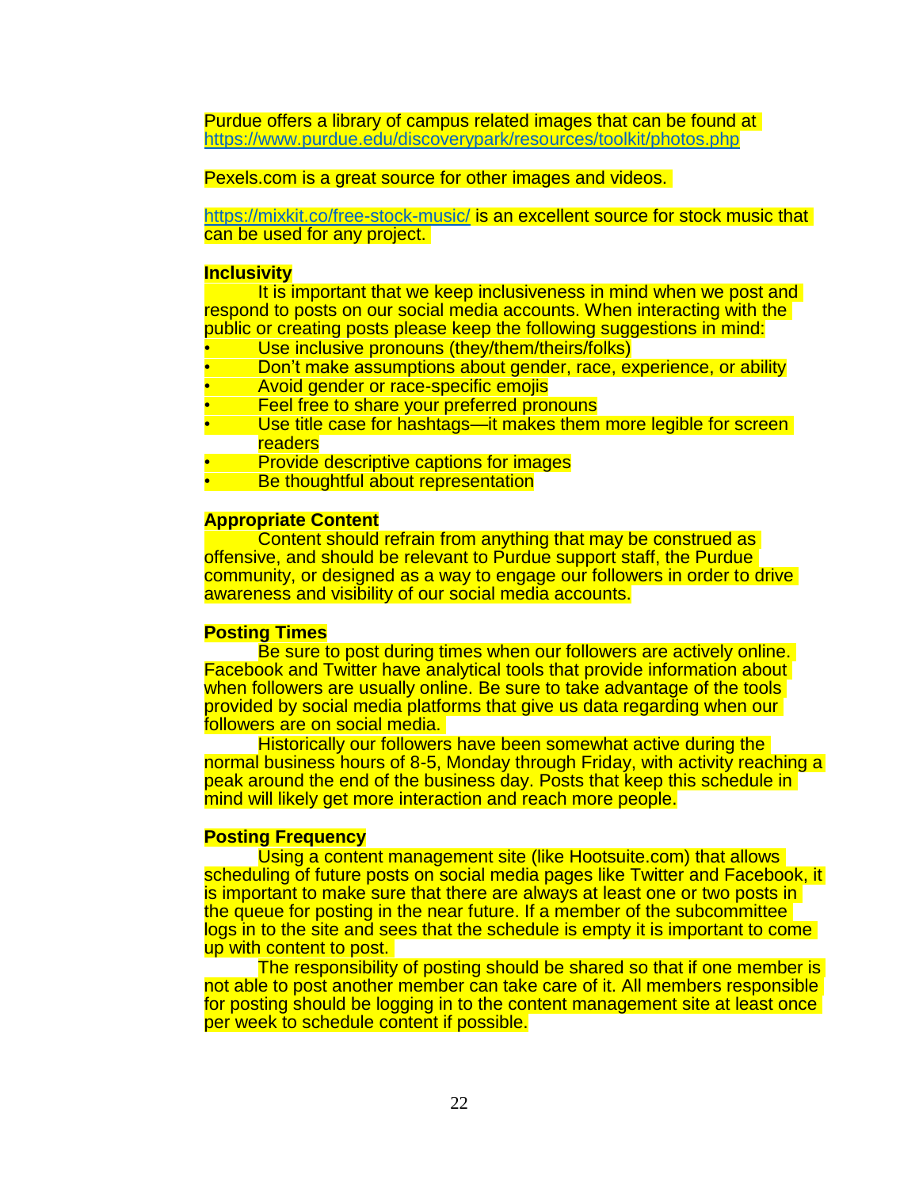Purdue offers a library of campus related images that can be found at https://www.purdue.edu/discoverypark/resources/toolkit/photos.php

Pexels.com is a great source for other images and videos.

https://mixkit.co/free-stock-music/ is an excellent source for stock music that can be used for any project.

**Inclusivity**

It is important that we keep inclusiveness in mind when we post and respond to posts on our social media accounts. When interacting with the public or creating posts please keep the following suggestions in mind:

- Use inclusive pronouns (they/them/theirs/folks)
- Don't make assumptions about gender, race, experience, or ability
- Avoid gender or race-specific emojis
- Feel free to share your preferred pronouns
- Use title case for hashtags—it makes them more legible for screen readers
- Provide descriptive captions for images
- Be thoughtful about representation

**Appropriate Content**

Content should refrain from anything that may be construed as offensive, and should be relevant to Purdue support staff, the Purdue community, or designed as a way to engage our followers in order to drive awareness and visibility of our social media accounts.

**Posting Times**

Be sure to post during times when our followers are actively online. Facebook and Twitter have analytical tools that provide information about when followers are usually online. Be sure to take advantage of the tools provided by social media platforms that give us data regarding when our followers are on social media.

Historically our followers have been somewhat active during the normal business hours of 8-5, Monday through Friday, with activity reaching a peak around the end of the business day. Posts that keep this schedule in mind will likely get more interaction and reach more people.

**Posting Frequency**

Using a content management site (like Hootsuite.com) that allows scheduling of future posts on social media pages like Twitter and Facebook, it is important to make sure that there are always at least one or two posts in the queue for posting in the near future. If a member of the subcommittee logs in to the site and sees that the schedule is empty it is important to come up with content to post.

The responsibility of posting should be shared so that if one member is not able to post another member can take care of it. All members responsible for posting should be logging in to the content management site at least once per week to schedule content if possible.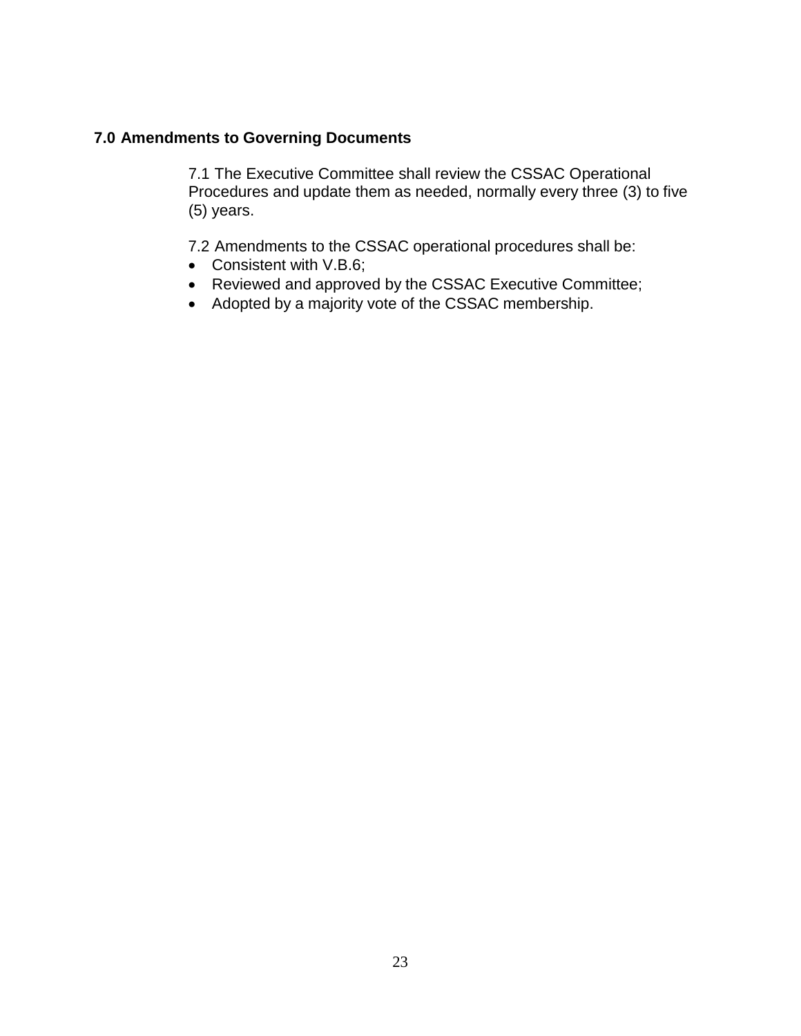## 7.0 Amendments to Governing Documents

7.1 The Executive Committee shall review the CSSAC Operational Procedures and update them as needed, normally every three (3) to five (5) years.

7.2 Amendments to the CSSAC operational procedures shall be:

- Consistent with V.B.6;
- Reviewed and approved by the CSSAC Executive Committee;
- Adopted by a majority vote of the CSSAC membership.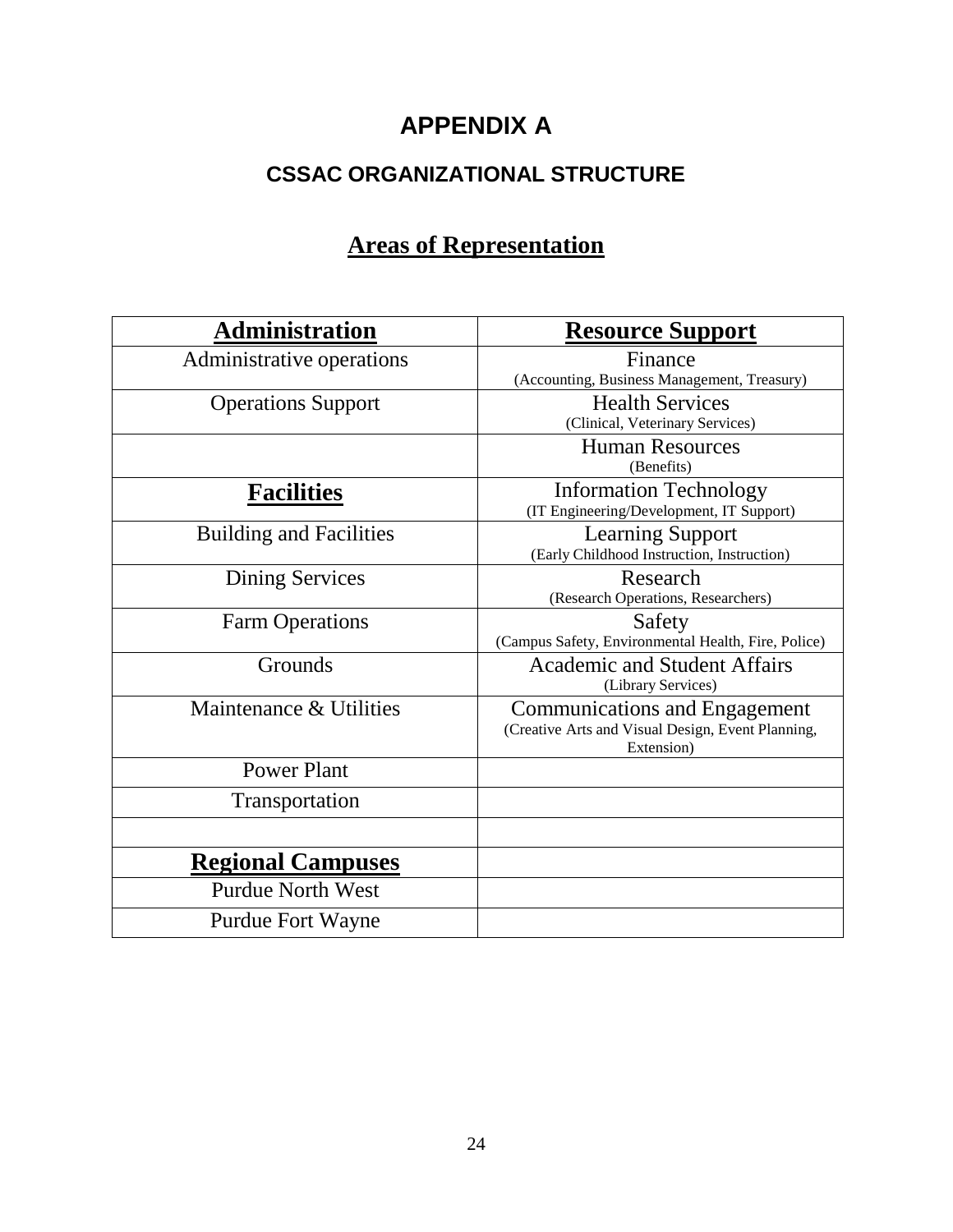# APPENDIX A

## CSSAC ORGANIZATIONAL STRUCTURE

### Areas of Representation

| **Administration** | **Resource Support** |
|---|---|
| Administrative operations | Finance (Accounting, Business Management, Treasury) |
| Operations Support | Health Services (Clinical, Veterinary Services) |
| | Human Resources (Benefits) |
| **Facilities** | Information Technology (IT Engineering/Development, IT Support) |
| Building and Facilities | Learning Support (Early Childhood Instruction, Instruction) |
| Dining Services | Research (Research Operations, Researchers) |
| Farm Operations | Safety (Campus Safety, Environmental Health, Fire, Police) |
| Grounds | Academic and Student Affairs (Library Services) |
| Maintenance & Utilities | Communications and Engagement (Creative Arts and Visual Design, Event Planning, Extension) |
| Power Plant | |
| Transportation | |
| | |
| **Regional Campuses** | |
| Purdue North West | |
| Purdue Fort Wayne | |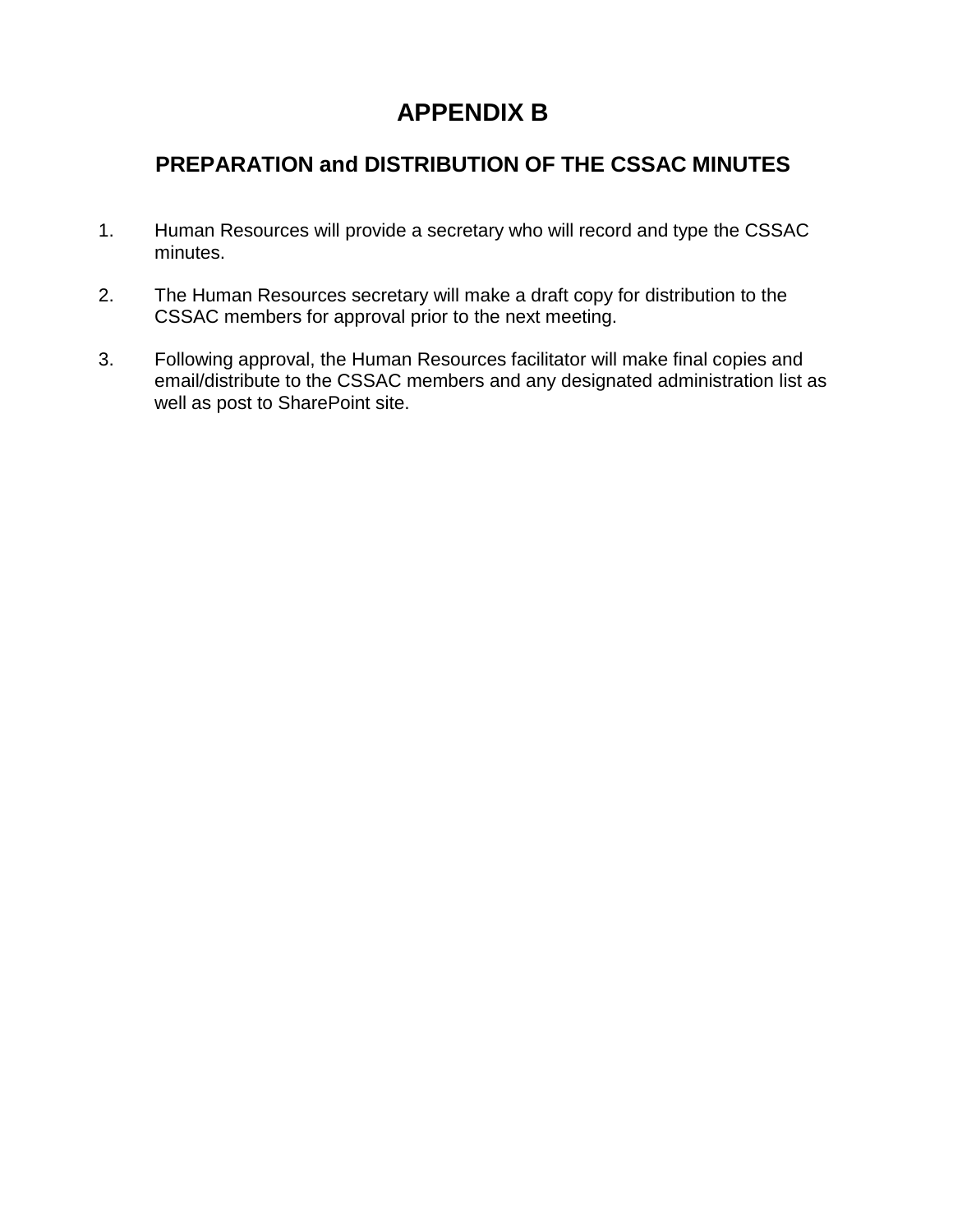# APPENDIX B

## PREPARATION and DISTRIBUTION OF THE CSSAC MINUTES

1. Human Resources will provide a secretary who will record and type the CSSAC minutes.

2. The Human Resources secretary will make a draft copy for distribution to the CSSAC members for approval prior to the next meeting.

3. Following approval, the Human Resources facilitator will make final copies and email/distribute to the CSSAC members and any designated administration list as well as post to SharePoint site.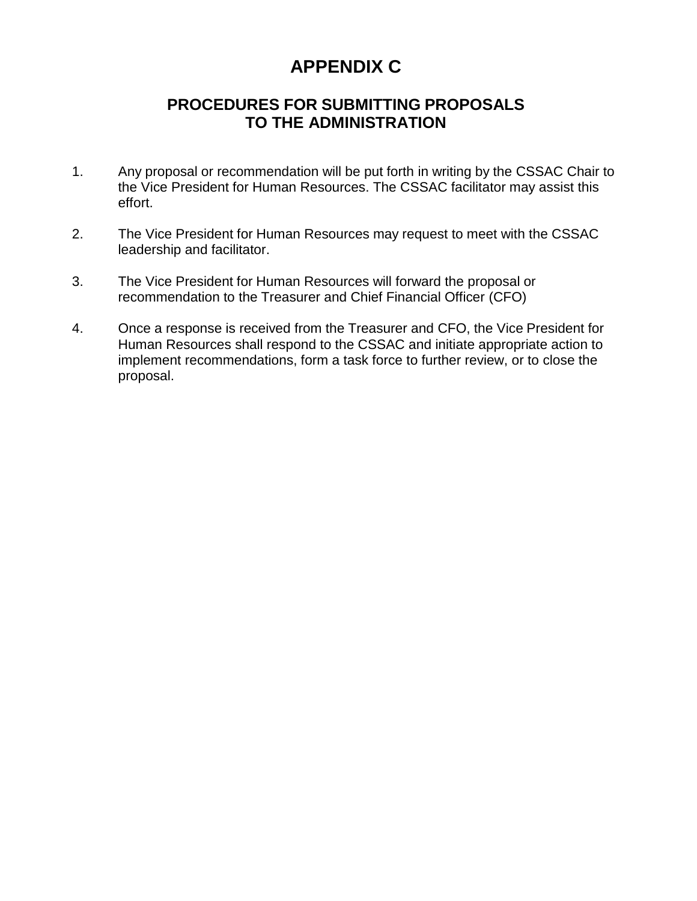# APPENDIX C

## PROCEDURES FOR SUBMITTING PROPOSALS TO THE ADMINISTRATION

1. Any proposal or recommendation will be put forth in writing by the CSSAC Chair to the Vice President for Human Resources. The CSSAC facilitator may assist this effort.

2. The Vice President for Human Resources may request to meet with the CSSAC leadership and facilitator.

3. The Vice President for Human Resources will forward the proposal or recommendation to the Treasurer and Chief Financial Officer (CFO)

4. Once a response is received from the Treasurer and CFO, the Vice President for Human Resources shall respond to the CSSAC and initiate appropriate action to implement recommendations, form a task force to further review, or to close the proposal.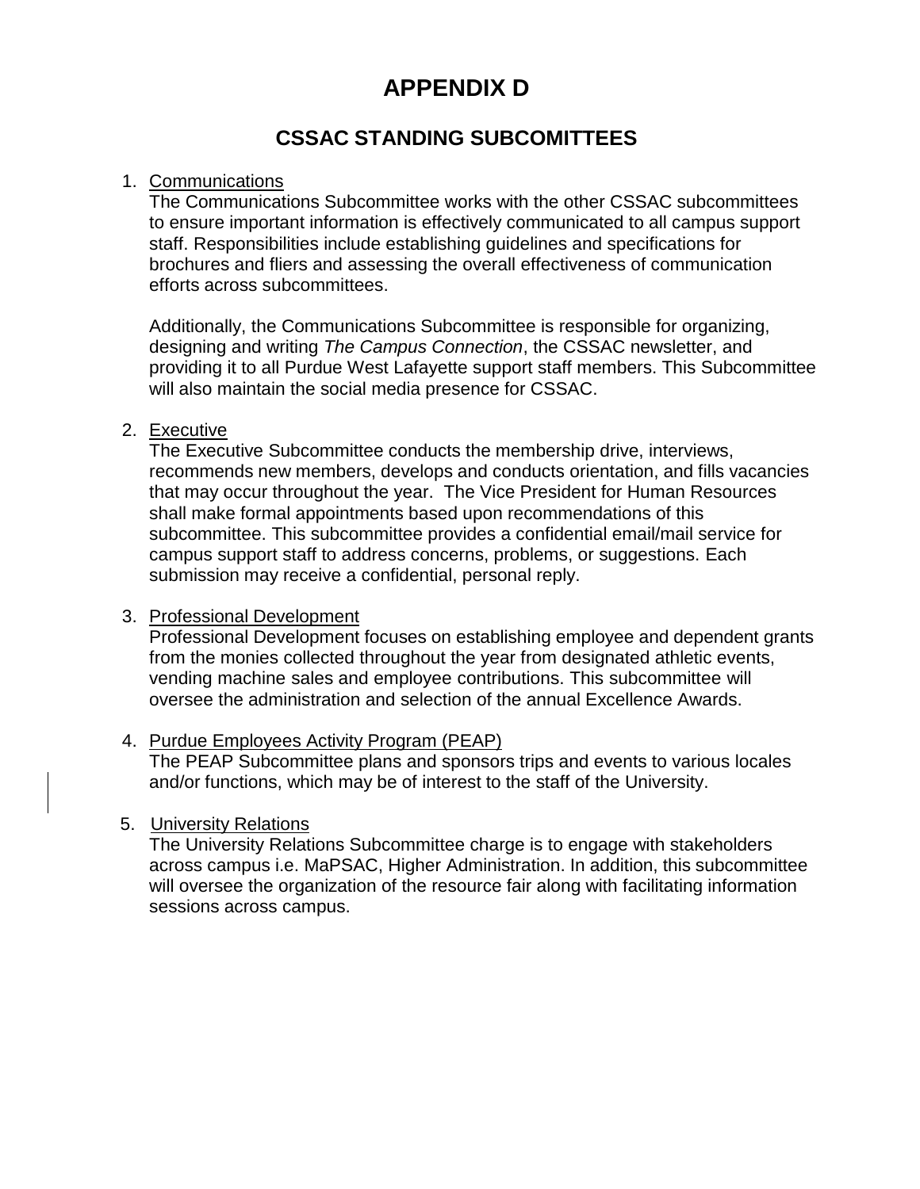# APPENDIX D

## CSSAC STANDING SUBCOMITTEES

1. Communications

   The Communications Subcommittee works with the other CSSAC subcommittees to ensure important information is effectively communicated to all campus support staff. Responsibilities include establishing guidelines and specifications for brochures and fliers and assessing the overall effectiveness of communication efforts across subcommittees.

   Additionally, the Communications Subcommittee is responsible for organizing, designing and writing *The Campus Connection*, the CSSAC newsletter, and providing it to all Purdue West Lafayette support staff members. This Subcommittee will also maintain the social media presence for CSSAC.

2. Executive

   The Executive Subcommittee conducts the membership drive, interviews, recommends new members, develops and conducts orientation, and fills vacancies that may occur throughout the year. The Vice President for Human Resources shall make formal appointments based upon recommendations of this subcommittee. This subcommittee provides a confidential email/mail service for campus support staff to address concerns, problems, or suggestions. Each submission may receive a confidential, personal reply.

3. Professional Development

   Professional Development focuses on establishing employee and dependent grants from the monies collected throughout the year from designated athletic events, vending machine sales and employee contributions. This subcommittee will oversee the administration and selection of the annual Excellence Awards.

4. Purdue Employees Activity Program (PEAP)

   The PEAP Subcommittee plans and sponsors trips and events to various locales and/or functions, which may be of interest to the staff of the University.

5. University Relations

   The University Relations Subcommittee charge is to engage with stakeholders across campus i.e. MaPSAC, Higher Administration. In addition, this subcommittee will oversee the organization of the resource fair along with facilitating information sessions across campus.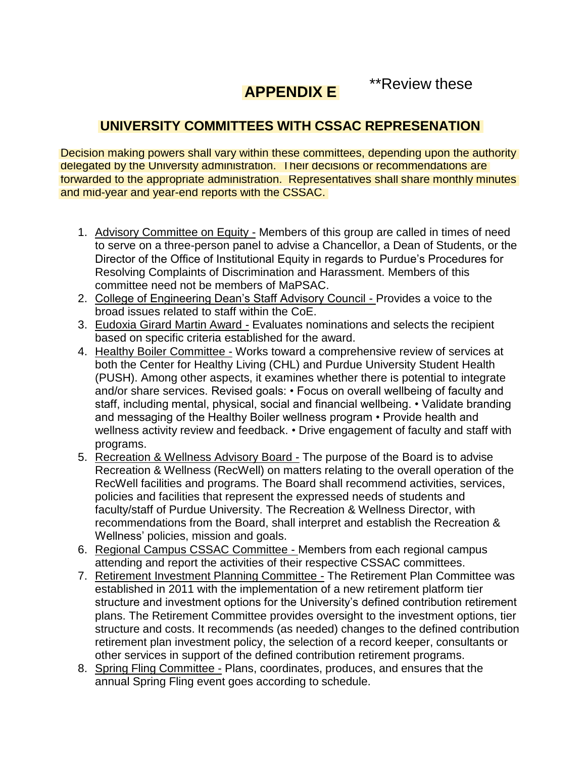# APPENDIX E

**Review these

## UNIVERSITY COMMITTEES WITH CSSAC REPRESENATION

Decision making powers shall vary within these committees, depending upon the authority delegated by the University administration. Their decisions or recommendations are forwarded to the appropriate administration. Representatives shall share monthly minutes and mid-year and year-end reports with the CSSAC.

1. Advisory Committee on Equity - Members of this group are called in times of need to serve on a three-person panel to advise a Chancellor, a Dean of Students, or the Director of the Office of Institutional Equity in regards to Purdue's Procedures for Resolving Complaints of Discrimination and Harassment. Members of this committee need not be members of MaPSAC.
2. College of Engineering Dean's Staff Advisory Council - Provides a voice to the broad issues related to staff within the CoE.
3. Eudoxia Girard Martin Award - Evaluates nominations and selects the recipient based on specific criteria established for the award.
4. Healthy Boiler Committee - Works toward a comprehensive review of services at both the Center for Healthy Living (CHL) and Purdue University Student Health (PUSH). Among other aspects, it examines whether there is potential to integrate and/or share services. Revised goals: • Focus on overall wellbeing of faculty and staff, including mental, physical, social and financial wellbeing. • Validate branding and messaging of the Healthy Boiler wellness program • Provide health and wellness activity review and feedback. • Drive engagement of faculty and staff with programs.
5. Recreation & Wellness Advisory Board - The purpose of the Board is to advise Recreation & Wellness (RecWell) on matters relating to the overall operation of the RecWell facilities and programs. The Board shall recommend activities, services, policies and facilities that represent the expressed needs of students and faculty/staff of Purdue University. The Recreation & Wellness Director, with recommendations from the Board, shall interpret and establish the Recreation & Wellness' policies, mission and goals.
6. Regional Campus CSSAC Committee - Members from each regional campus attending and report the activities of their respective CSSAC committees.
7. Retirement Investment Planning Committee - The Retirement Plan Committee was established in 2011 with the implementation of a new retirement platform tier structure and investment options for the University's defined contribution retirement plans. The Retirement Committee provides oversight to the investment options, tier structure and costs. It recommends (as needed) changes to the defined contribution retirement plan investment policy, the selection of a record keeper, consultants or other services in support of the defined contribution retirement programs.
8. Spring Fling Committee - Plans, coordinates, produces, and ensures that the annual Spring Fling event goes according to schedule.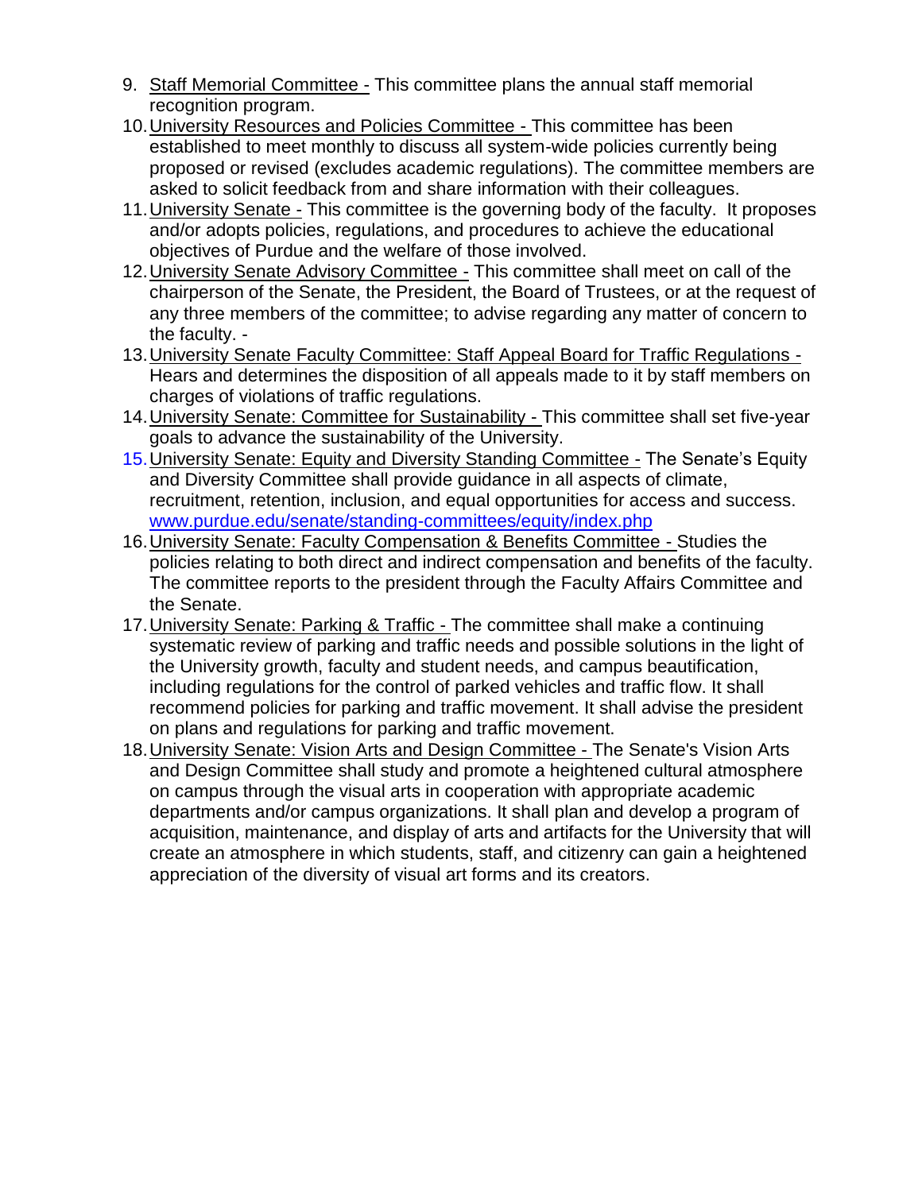9. Staff Memorial Committee - This committee plans the annual staff memorial recognition program.
10. University Resources and Policies Committee - This committee has been established to meet monthly to discuss all system-wide policies currently being proposed or revised (excludes academic regulations). The committee members are asked to solicit feedback from and share information with their colleagues.
11. University Senate - This committee is the governing body of the faculty. It proposes and/or adopts policies, regulations, and procedures to achieve the educational objectives of Purdue and the welfare of those involved.
12. University Senate Advisory Committee - This committee shall meet on call of the chairperson of the Senate, the President, the Board of Trustees, or at the request of any three members of the committee; to advise regarding any matter of concern to the faculty. -
13. University Senate Faculty Committee: Staff Appeal Board for Traffic Regulations - Hears and determines the disposition of all appeals made to it by staff members on charges of violations of traffic regulations.
14. University Senate: Committee for Sustainability - This committee shall set five-year goals to advance the sustainability of the University.
15. University Senate: Equity and Diversity Standing Committee - The Senate's Equity and Diversity Committee shall provide guidance in all aspects of climate, recruitment, retention, inclusion, and equal opportunities for access and success. www.purdue.edu/senate/standing-committees/equity/index.php
16. University Senate: Faculty Compensation & Benefits Committee - Studies the policies relating to both direct and indirect compensation and benefits of the faculty. The committee reports to the president through the Faculty Affairs Committee and the Senate.
17. University Senate: Parking & Traffic - The committee shall make a continuing systematic review of parking and traffic needs and possible solutions in the light of the University growth, faculty and student needs, and campus beautification, including regulations for the control of parked vehicles and traffic flow. It shall recommend policies for parking and traffic movement. It shall advise the president on plans and regulations for parking and traffic movement.
18. University Senate: Vision Arts and Design Committee - The Senate's Vision Arts and Design Committee shall study and promote a heightened cultural atmosphere on campus through the visual arts in cooperation with appropriate academic departments and/or campus organizations. It shall plan and develop a program of acquisition, maintenance, and display of arts and artifacts for the University that will create an atmosphere in which students, staff, and citizenry can gain a heightened appreciation of the diversity of visual art forms and its creators.